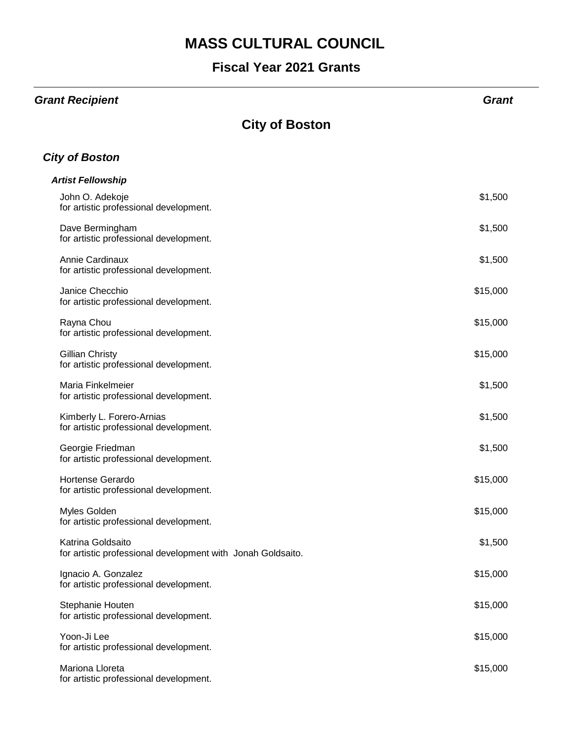# MASS CULTURAL COUNCIL

## Fiscal Year 2021 Grants

| ***Grant Recipient*** | ***Grant*** |
|---|---|

## City of Boston

### *City of Boston*

#### *Artist Fellowship*

| Grant Recipient | Grant |
|---|---|
| John O. Adekoje<br>for artistic professional development. | $1,500 |
| Dave Bermingham<br>for artistic professional development. | $1,500 |
| Annie Cardinaux<br>for artistic professional development. | $1,500 |
| Janice Checchio<br>for artistic professional development. | $15,000 |
| Rayna Chou<br>for artistic professional development. | $15,000 |
| Gillian Christy<br>for artistic professional development. | $15,000 |
| Maria Finkelmeier<br>for artistic professional development. | $1,500 |
| Kimberly L. Forero-Arnias<br>for artistic professional development. | $1,500 |
| Georgie Friedman<br>for artistic professional development. | $1,500 |
| Hortense Gerardo<br>for artistic professional development. | $15,000 |
| Myles Golden<br>for artistic professional development. | $15,000 |
| Katrina Goldsaito<br>for artistic professional development with Jonah Goldsaito. | $1,500 |
| Ignacio A. Gonzalez<br>for artistic professional development. | $15,000 |
| Stephanie Houten<br>for artistic professional development. | $15,000 |
| Yoon-Ji Lee<br>for artistic professional development. | $15,000 |
| Mariona Lloreta<br>for artistic professional development. | $15,000 |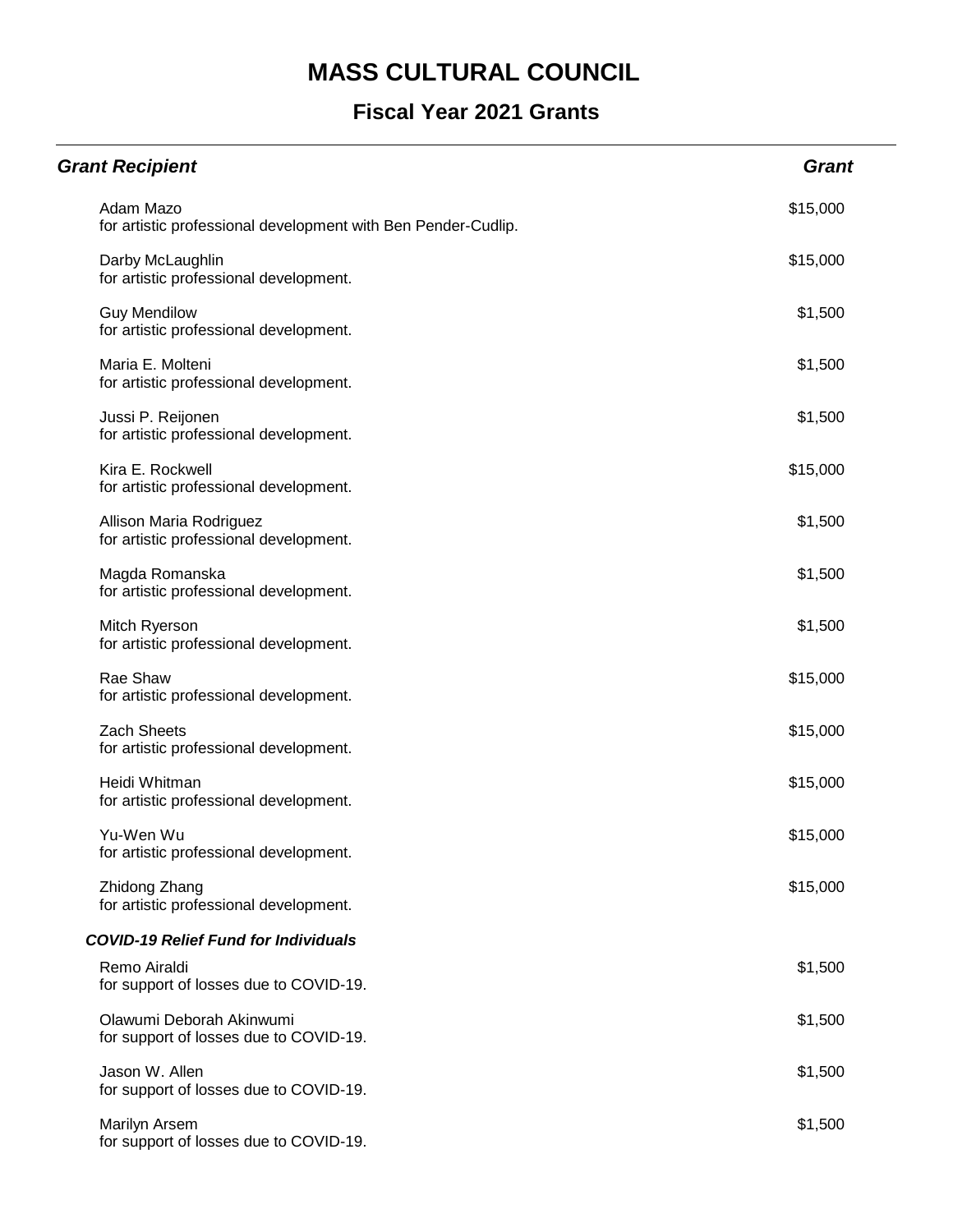# MASS CULTURAL COUNCIL

## Fiscal Year 2021 Grants

| *Grant Recipient* | *Grant* |
| --- | ---: |
| Adam Mazo<br>for artistic professional development with Ben Pender-Cudlip. | $15,000 |
| Darby McLaughlin<br>for artistic professional development. | $15,000 |
| Guy Mendilow<br>for artistic professional development. | $1,500 |
| Maria E. Molteni<br>for artistic professional development. | $1,500 |
| Jussi P. Reijonen<br>for artistic professional development. | $1,500 |
| Kira E. Rockwell<br>for artistic professional development. | $15,000 |
| Allison Maria Rodriguez<br>for artistic professional development. | $1,500 |
| Magda Romanska<br>for artistic professional development. | $1,500 |
| Mitch Ryerson<br>for artistic professional development. | $1,500 |
| Rae Shaw<br>for artistic professional development. | $15,000 |
| Zach Sheets<br>for artistic professional development. | $15,000 |
| Heidi Whitman<br>for artistic professional development. | $15,000 |
| Yu-Wen Wu<br>for artistic professional development. | $15,000 |
| Zhidong Zhang<br>for artistic professional development. | $15,000 |
| ***COVID-19 Relief Fund for Individuals*** | |
| Remo Airaldi<br>for support of losses due to COVID-19. | $1,500 |
| Olawumi Deborah Akinwumi<br>for support of losses due to COVID-19. | $1,500 |
| Jason W. Allen<br>for support of losses due to COVID-19. | $1,500 |
| Marilyn Arsem<br>for support of losses due to COVID-19. | $1,500 |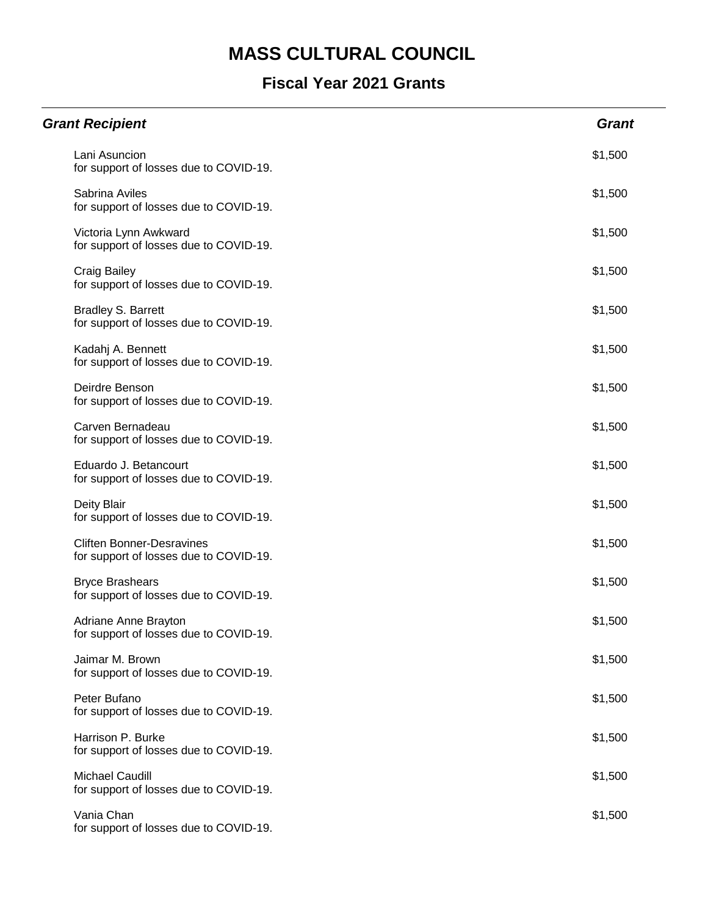# MASS CULTURAL COUNCIL

## Fiscal Year 2021 Grants

| *Grant Recipient* | *Grant* |
|---|---|
| Lani Asuncion<br>for support of losses due to COVID-19. | $1,500 |
| Sabrina Aviles<br>for support of losses due to COVID-19. | $1,500 |
| Victoria Lynn Awkward<br>for support of losses due to COVID-19. | $1,500 |
| Craig Bailey<br>for support of losses due to COVID-19. | $1,500 |
| Bradley S. Barrett<br>for support of losses due to COVID-19. | $1,500 |
| Kadahj A. Bennett<br>for support of losses due to COVID-19. | $1,500 |
| Deirdre Benson<br>for support of losses due to COVID-19. | $1,500 |
| Carven Bernadeau<br>for support of losses due to COVID-19. | $1,500 |
| Eduardo J. Betancourt<br>for support of losses due to COVID-19. | $1,500 |
| Deity Blair<br>for support of losses due to COVID-19. | $1,500 |
| Cliften Bonner-Desravines<br>for support of losses due to COVID-19. | $1,500 |
| Bryce Brashears<br>for support of losses due to COVID-19. | $1,500 |
| Adriane Anne Brayton<br>for support of losses due to COVID-19. | $1,500 |
| Jaimar M. Brown<br>for support of losses due to COVID-19. | $1,500 |
| Peter Bufano<br>for support of losses due to COVID-19. | $1,500 |
| Harrison P. Burke<br>for support of losses due to COVID-19. | $1,500 |
| Michael Caudill<br>for support of losses due to COVID-19. | $1,500 |
| Vania Chan<br>for support of losses due to COVID-19. | $1,500 |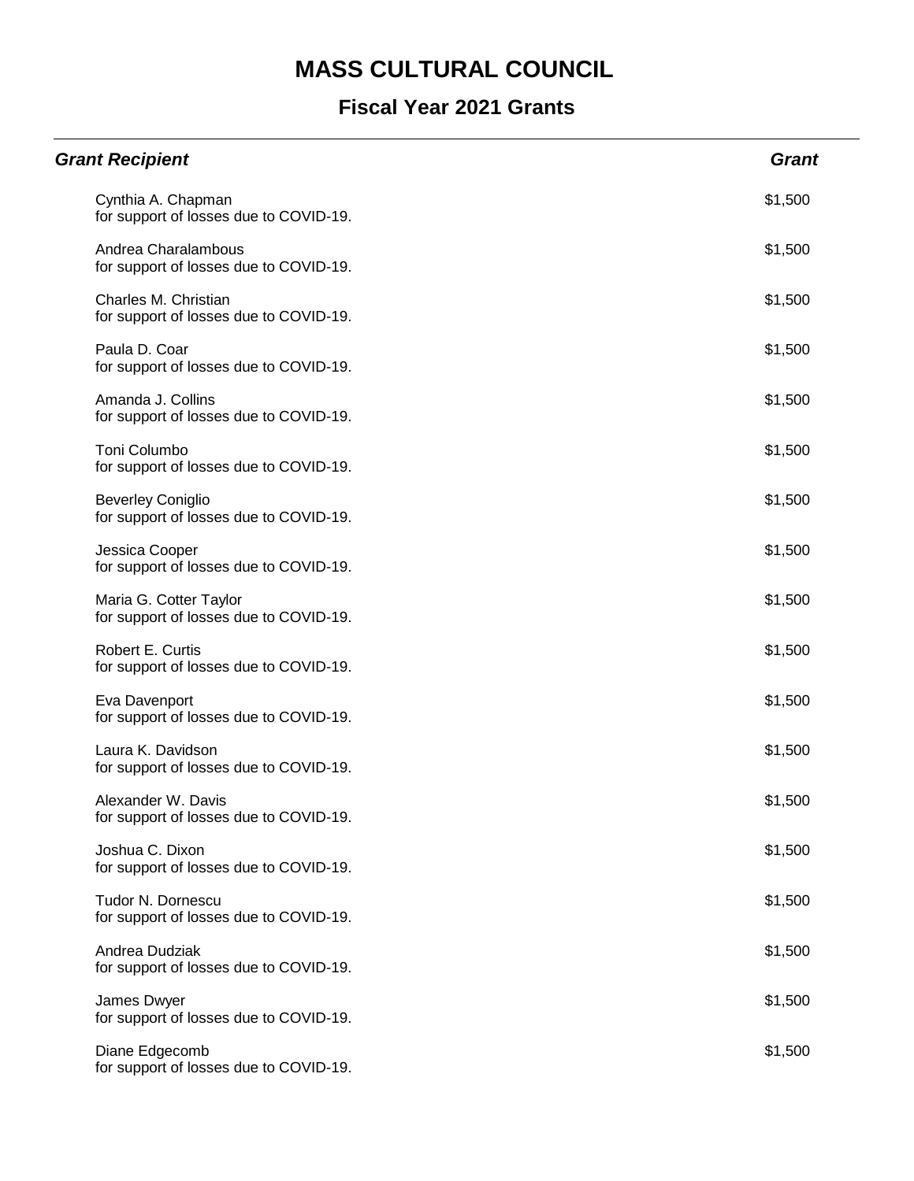# MASS CULTURAL COUNCIL

## Fiscal Year 2021 Grants

| *Grant Recipient* | *Grant* |
|---|---|
| Cynthia A. Chapman<br>for support of losses due to COVID-19. | $1,500 |
| Andrea Charalambous<br>for support of losses due to COVID-19. | $1,500 |
| Charles M. Christian<br>for support of losses due to COVID-19. | $1,500 |
| Paula D. Coar<br>for support of losses due to COVID-19. | $1,500 |
| Amanda J. Collins<br>for support of losses due to COVID-19. | $1,500 |
| Toni Columbo<br>for support of losses due to COVID-19. | $1,500 |
| Beverley Coniglio<br>for support of losses due to COVID-19. | $1,500 |
| Jessica Cooper<br>for support of losses due to COVID-19. | $1,500 |
| Maria G. Cotter Taylor<br>for support of losses due to COVID-19. | $1,500 |
| Robert E. Curtis<br>for support of losses due to COVID-19. | $1,500 |
| Eva Davenport<br>for support of losses due to COVID-19. | $1,500 |
| Laura K. Davidson<br>for support of losses due to COVID-19. | $1,500 |
| Alexander W. Davis<br>for support of losses due to COVID-19. | $1,500 |
| Joshua C. Dixon<br>for support of losses due to COVID-19. | $1,500 |
| Tudor N. Dornescu<br>for support of losses due to COVID-19. | $1,500 |
| Andrea Dudziak<br>for support of losses due to COVID-19. | $1,500 |
| James Dwyer<br>for support of losses due to COVID-19. | $1,500 |
| Diane Edgecomb<br>for support of losses due to COVID-19. | $1,500 |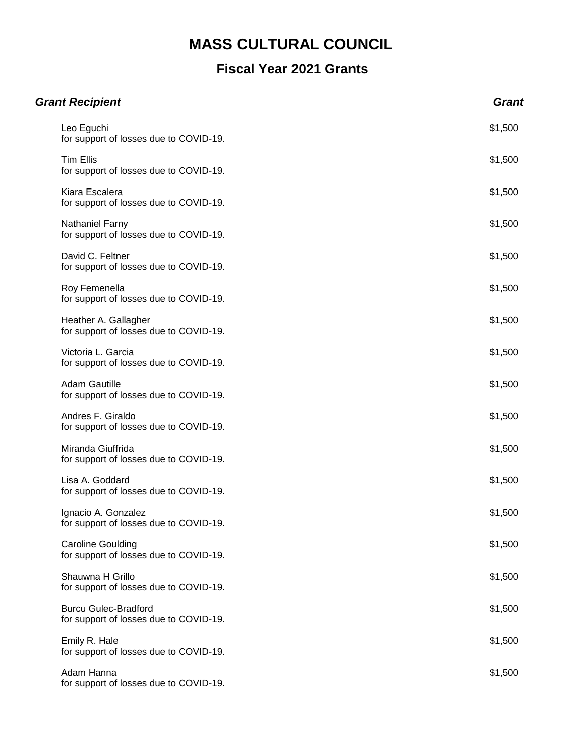# MASS CULTURAL COUNCIL

## Fiscal Year 2021 Grants

| *Grant Recipient* | *Grant* |
|---|---|
| Leo Eguchi<br>for support of losses due to COVID-19. | $1,500 |
| Tim Ellis<br>for support of losses due to COVID-19. | $1,500 |
| Kiara Escalera<br>for support of losses due to COVID-19. | $1,500 |
| Nathaniel Farny<br>for support of losses due to COVID-19. | $1,500 |
| David C. Feltner<br>for support of losses due to COVID-19. | $1,500 |
| Roy Femenella<br>for support of losses due to COVID-19. | $1,500 |
| Heather A. Gallagher<br>for support of losses due to COVID-19. | $1,500 |
| Victoria L. Garcia<br>for support of losses due to COVID-19. | $1,500 |
| Adam Gautille<br>for support of losses due to COVID-19. | $1,500 |
| Andres F. Giraldo<br>for support of losses due to COVID-19. | $1,500 |
| Miranda Giuffrida<br>for support of losses due to COVID-19. | $1,500 |
| Lisa A. Goddard<br>for support of losses due to COVID-19. | $1,500 |
| Ignacio A. Gonzalez<br>for support of losses due to COVID-19. | $1,500 |
| Caroline Goulding<br>for support of losses due to COVID-19. | $1,500 |
| Shauwna H Grillo<br>for support of losses due to COVID-19. | $1,500 |
| Burcu Gulec-Bradford<br>for support of losses due to COVID-19. | $1,500 |
| Emily R. Hale<br>for support of losses due to COVID-19. | $1,500 |
| Adam Hanna<br>for support of losses due to COVID-19. | $1,500 |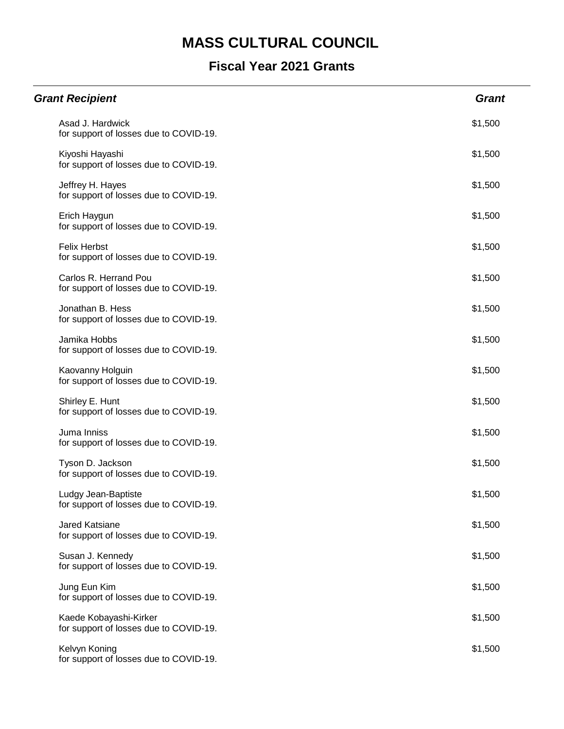# MASS CULTURAL COUNCIL

## Fiscal Year 2021 Grants

| *Grant Recipient* | *Grant* |
|---|---|
| Asad J. Hardwick<br>for support of losses due to COVID-19. | $1,500 |
| Kiyoshi Hayashi<br>for support of losses due to COVID-19. | $1,500 |
| Jeffrey H. Hayes<br>for support of losses due to COVID-19. | $1,500 |
| Erich Haygun<br>for support of losses due to COVID-19. | $1,500 |
| Felix Herbst<br>for support of losses due to COVID-19. | $1,500 |
| Carlos R. Herrand Pou<br>for support of losses due to COVID-19. | $1,500 |
| Jonathan B. Hess<br>for support of losses due to COVID-19. | $1,500 |
| Jamika Hobbs<br>for support of losses due to COVID-19. | $1,500 |
| Kaovanny Holguin<br>for support of losses due to COVID-19. | $1,500 |
| Shirley E. Hunt<br>for support of losses due to COVID-19. | $1,500 |
| Juma Inniss<br>for support of losses due to COVID-19. | $1,500 |
| Tyson D. Jackson<br>for support of losses due to COVID-19. | $1,500 |
| Ludgy Jean-Baptiste<br>for support of losses due to COVID-19. | $1,500 |
| Jared Katsiane<br>for support of losses due to COVID-19. | $1,500 |
| Susan J. Kennedy<br>for support of losses due to COVID-19. | $1,500 |
| Jung Eun Kim<br>for support of losses due to COVID-19. | $1,500 |
| Kaede Kobayashi-Kirker<br>for support of losses due to COVID-19. | $1,500 |
| Kelvyn Koning<br>for support of losses due to COVID-19. | $1,500 |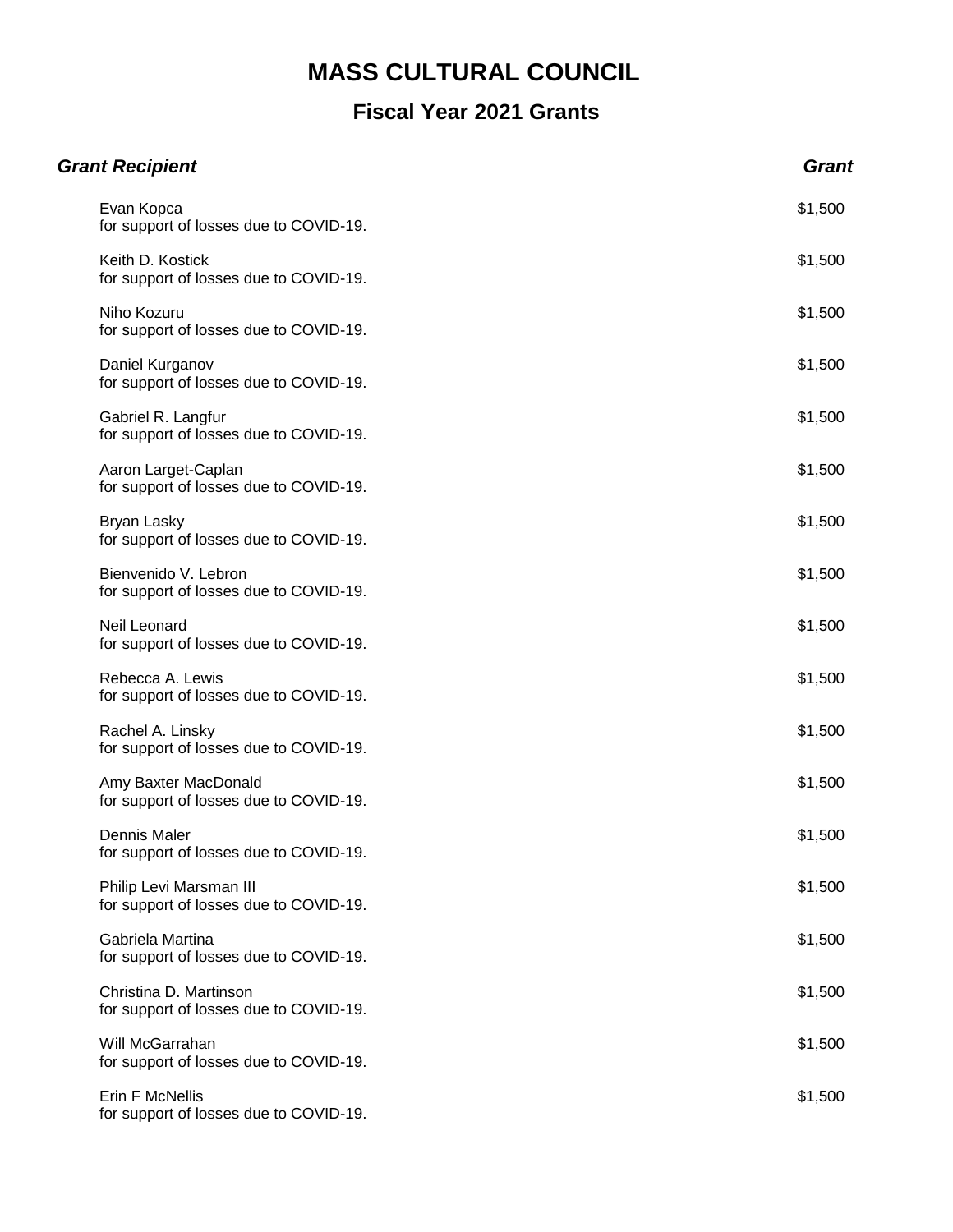# MASS CULTURAL COUNCIL

## Fiscal Year 2021 Grants

| *Grant Recipient* | *Grant* |
|---|---|
| Evan Kopca<br>for support of losses due to COVID-19. | $1,500 |
| Keith D. Kostick<br>for support of losses due to COVID-19. | $1,500 |
| Niho Kozuru<br>for support of losses due to COVID-19. | $1,500 |
| Daniel Kurganov<br>for support of losses due to COVID-19. | $1,500 |
| Gabriel R. Langfur<br>for support of losses due to COVID-19. | $1,500 |
| Aaron Larget-Caplan<br>for support of losses due to COVID-19. | $1,500 |
| Bryan Lasky<br>for support of losses due to COVID-19. | $1,500 |
| Bienvenido V. Lebron<br>for support of losses due to COVID-19. | $1,500 |
| Neil Leonard<br>for support of losses due to COVID-19. | $1,500 |
| Rebecca A. Lewis<br>for support of losses due to COVID-19. | $1,500 |
| Rachel A. Linsky<br>for support of losses due to COVID-19. | $1,500 |
| Amy Baxter MacDonald<br>for support of losses due to COVID-19. | $1,500 |
| Dennis Maler<br>for support of losses due to COVID-19. | $1,500 |
| Philip Levi Marsman III<br>for support of losses due to COVID-19. | $1,500 |
| Gabriela Martina<br>for support of losses due to COVID-19. | $1,500 |
| Christina D. Martinson<br>for support of losses due to COVID-19. | $1,500 |
| Will McGarrahan<br>for support of losses due to COVID-19. | $1,500 |
| Erin F McNellis<br>for support of losses due to COVID-19. | $1,500 |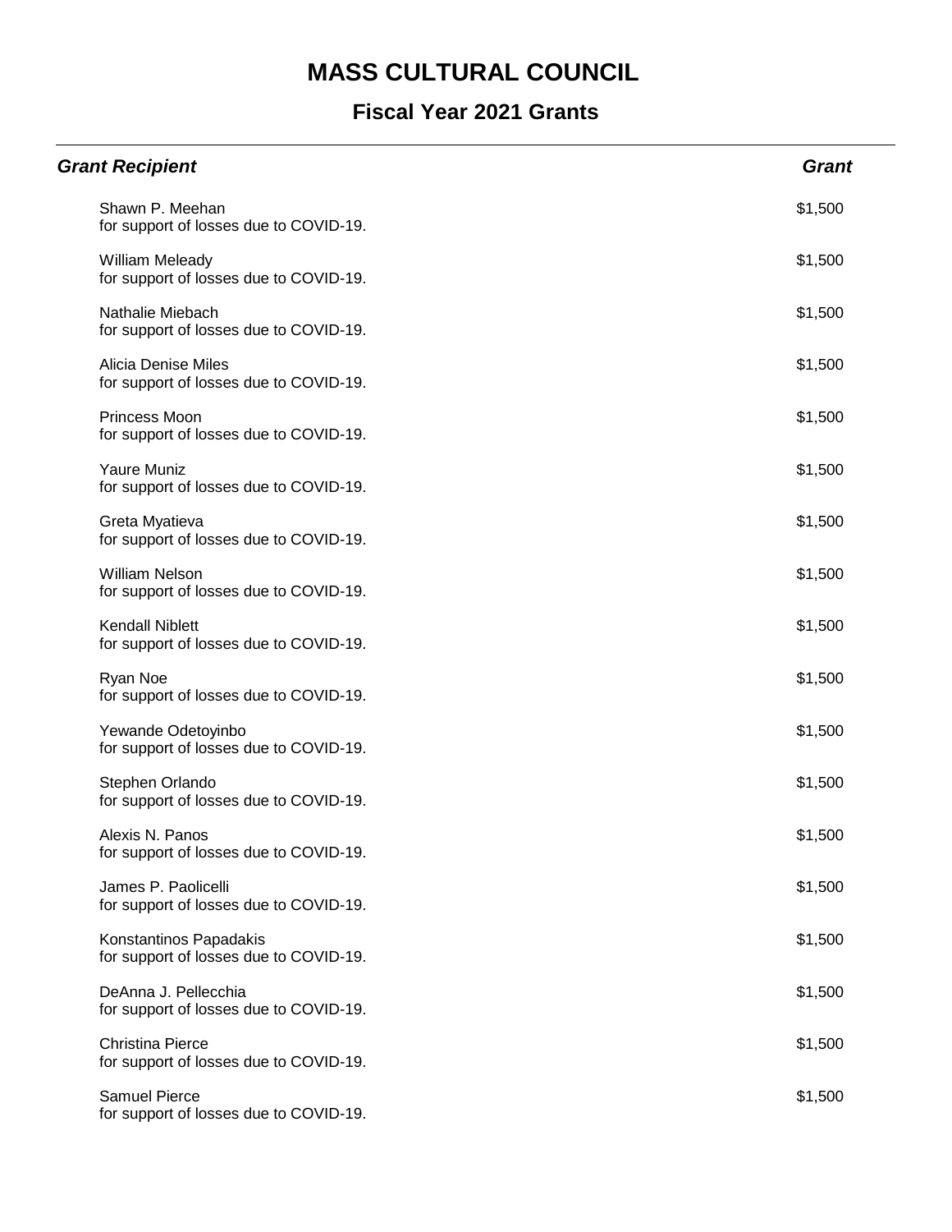# MASS CULTURAL COUNCIL

## Fiscal Year 2021 Grants

| *Grant Recipient* | *Grant* |
|---|---|
| Shawn P. Meehan<br>for support of losses due to COVID-19. | $1,500 |
| William Meleady<br>for support of losses due to COVID-19. | $1,500 |
| Nathalie Miebach<br>for support of losses due to COVID-19. | $1,500 |
| Alicia Denise Miles<br>for support of losses due to COVID-19. | $1,500 |
| Princess Moon<br>for support of losses due to COVID-19. | $1,500 |
| Yaure Muniz<br>for support of losses due to COVID-19. | $1,500 |
| Greta Myatieva<br>for support of losses due to COVID-19. | $1,500 |
| William Nelson<br>for support of losses due to COVID-19. | $1,500 |
| Kendall Niblett<br>for support of losses due to COVID-19. | $1,500 |
| Ryan Noe<br>for support of losses due to COVID-19. | $1,500 |
| Yewande Odetoyinbo<br>for support of losses due to COVID-19. | $1,500 |
| Stephen Orlando<br>for support of losses due to COVID-19. | $1,500 |
| Alexis N. Panos<br>for support of losses due to COVID-19. | $1,500 |
| James P. Paolicelli<br>for support of losses due to COVID-19. | $1,500 |
| Konstantinos Papadakis<br>for support of losses due to COVID-19. | $1,500 |
| DeAnna J. Pellecchia<br>for support of losses due to COVID-19. | $1,500 |
| Christina Pierce<br>for support of losses due to COVID-19. | $1,500 |
| Samuel Pierce<br>for support of losses due to COVID-19. | $1,500 |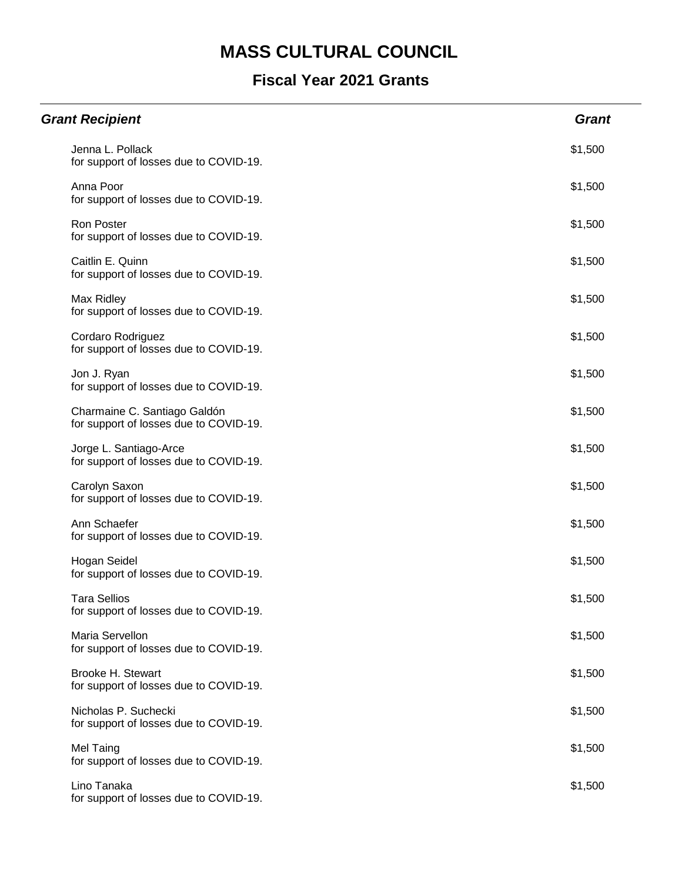# MASS CULTURAL COUNCIL

## Fiscal Year 2021 Grants

| *Grant Recipient* | *Grant* |
|---|---|
| Jenna L. Pollack<br>for support of losses due to COVID-19. | $1,500 |
| Anna Poor<br>for support of losses due to COVID-19. | $1,500 |
| Ron Poster<br>for support of losses due to COVID-19. | $1,500 |
| Caitlin E. Quinn<br>for support of losses due to COVID-19. | $1,500 |
| Max Ridley<br>for support of losses due to COVID-19. | $1,500 |
| Cordaro Rodriguez<br>for support of losses due to COVID-19. | $1,500 |
| Jon J. Ryan<br>for support of losses due to COVID-19. | $1,500 |
| Charmaine C. Santiago Galdón<br>for support of losses due to COVID-19. | $1,500 |
| Jorge L. Santiago-Arce<br>for support of losses due to COVID-19. | $1,500 |
| Carolyn Saxon<br>for support of losses due to COVID-19. | $1,500 |
| Ann Schaefer<br>for support of losses due to COVID-19. | $1,500 |
| Hogan Seidel<br>for support of losses due to COVID-19. | $1,500 |
| Tara Sellios<br>for support of losses due to COVID-19. | $1,500 |
| Maria Servellon<br>for support of losses due to COVID-19. | $1,500 |
| Brooke H. Stewart<br>for support of losses due to COVID-19. | $1,500 |
| Nicholas P. Suchecki<br>for support of losses due to COVID-19. | $1,500 |
| Mel Taing<br>for support of losses due to COVID-19. | $1,500 |
| Lino Tanaka<br>for support of losses due to COVID-19. | $1,500 |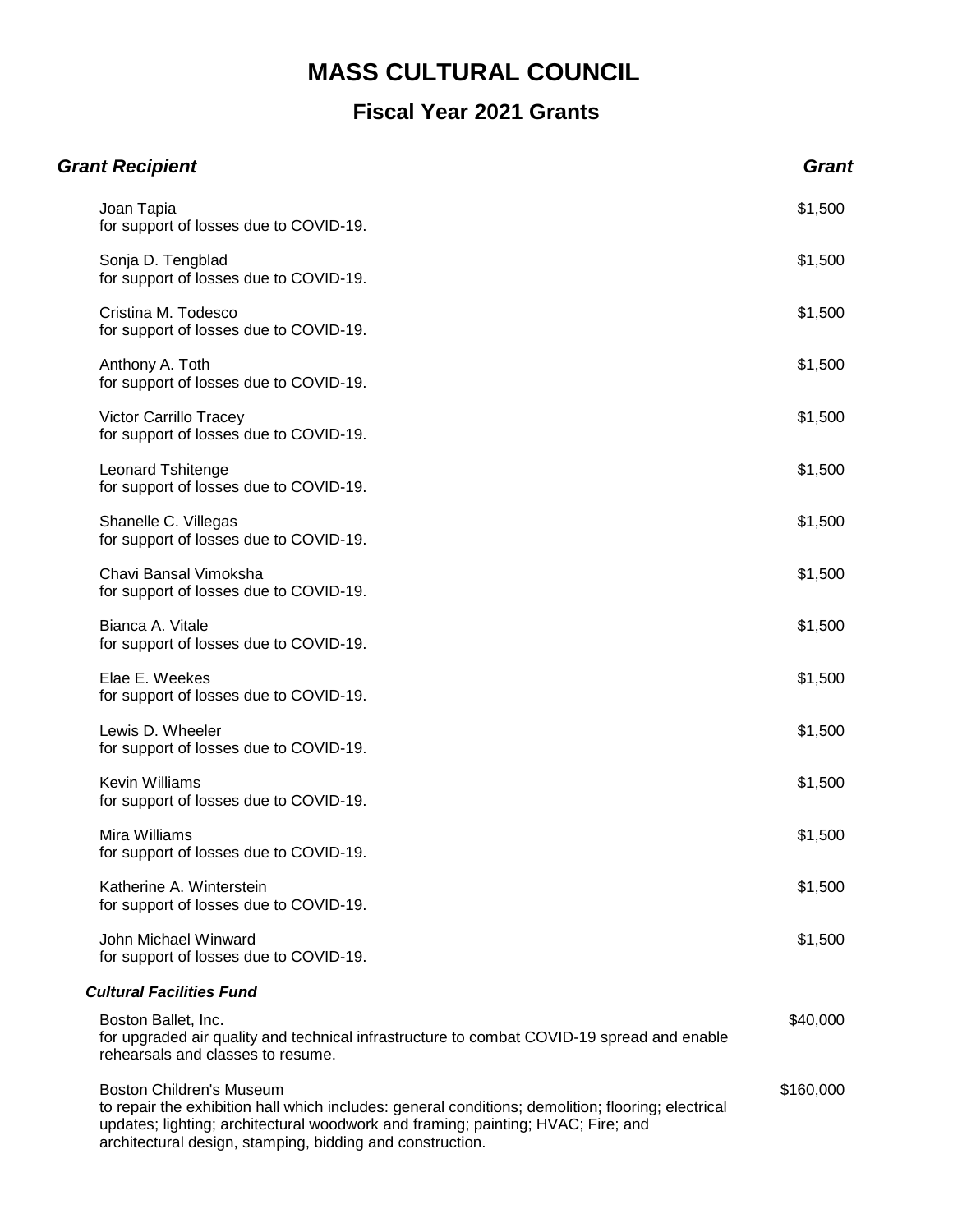# MASS CULTURAL COUNCIL

## Fiscal Year 2021 Grants

| Grant Recipient | Grant |
|---|---|
| Joan Tapia<br>for support of losses due to COVID-19. | $1,500 |
| Sonja D. Tengblad<br>for support of losses due to COVID-19. | $1,500 |
| Cristina M. Todesco<br>for support of losses due to COVID-19. | $1,500 |
| Anthony A. Toth<br>for support of losses due to COVID-19. | $1,500 |
| Victor Carrillo Tracey<br>for support of losses due to COVID-19. | $1,500 |
| Leonard Tshitenge<br>for support of losses due to COVID-19. | $1,500 |
| Shanelle C. Villegas<br>for support of losses due to COVID-19. | $1,500 |
| Chavi Bansal Vimoksha<br>for support of losses due to COVID-19. | $1,500 |
| Bianca A. Vitale<br>for support of losses due to COVID-19. | $1,500 |
| Elae E. Weekes<br>for support of losses due to COVID-19. | $1,500 |
| Lewis D. Wheeler<br>for support of losses due to COVID-19. | $1,500 |
| Kevin Williams<br>for support of losses due to COVID-19. | $1,500 |
| Mira Williams<br>for support of losses due to COVID-19. | $1,500 |
| Katherine A. Winterstein<br>for support of losses due to COVID-19. | $1,500 |
| John Michael Winward<br>for support of losses due to COVID-19. | $1,500 |
| ***Cultural Facilities Fund*** | |
| Boston Ballet, Inc.<br>for upgraded air quality and technical infrastructure to combat COVID-19 spread and enable rehearsals and classes to resume. | $40,000 |
| Boston Children's Museum<br>to repair the exhibition hall which includes: general conditions; demolition; flooring; electrical updates; lighting; architectural woodwork and framing; painting; HVAC; Fire; and architectural design, stamping, bidding and construction. | $160,000 |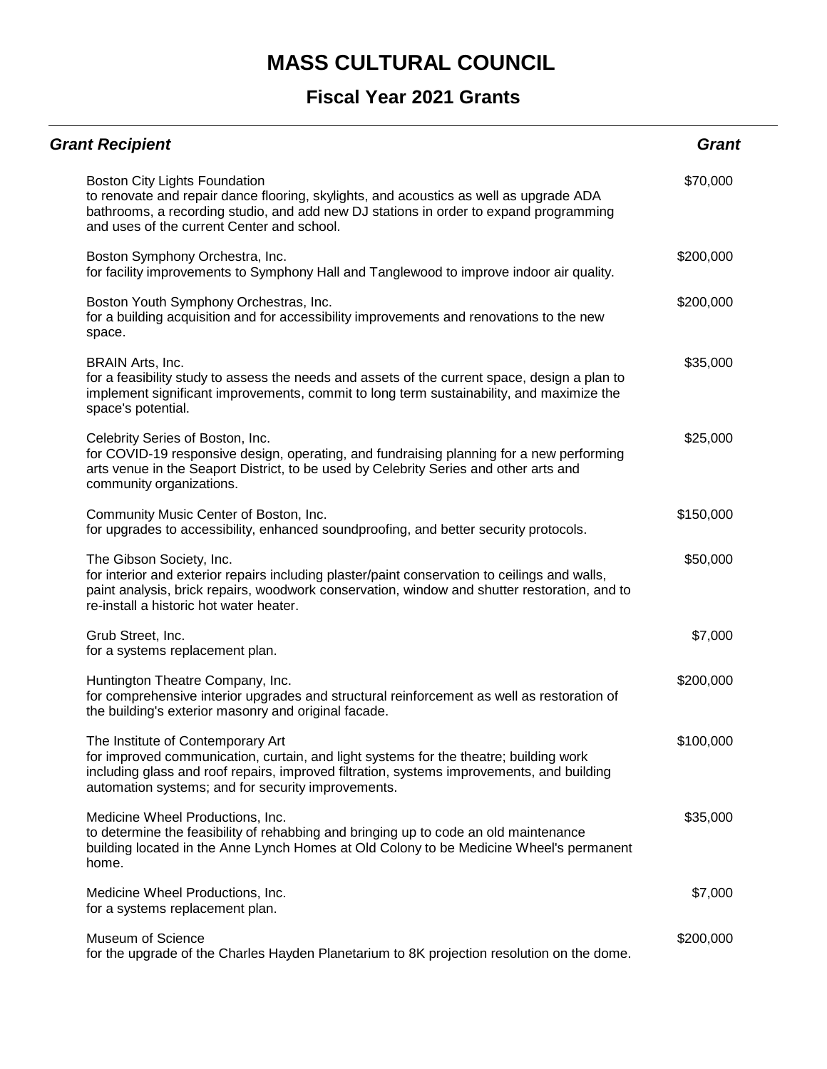# MASS CULTURAL COUNCIL

## Fiscal Year 2021 Grants

| *Grant Recipient* | *Grant* |
|---|---|
| Boston City Lights Foundation<br>to renovate and repair dance flooring, skylights, and acoustics as well as upgrade ADA bathrooms, a recording studio, and add new DJ stations in order to expand programming and uses of the current Center and school. | $70,000 |
| Boston Symphony Orchestra, Inc.<br>for facility improvements to Symphony Hall and Tanglewood to improve indoor air quality. | $200,000 |
| Boston Youth Symphony Orchestras, Inc.<br>for a building acquisition and for accessibility improvements and renovations to the new space. | $200,000 |
| BRAIN Arts, Inc.<br>for a feasibility study to assess the needs and assets of the current space, design a plan to implement significant improvements, commit to long term sustainability, and maximize the space's potential. | $35,000 |
| Celebrity Series of Boston, Inc.<br>for COVID-19 responsive design, operating, and fundraising planning for a new performing arts venue in the Seaport District, to be used by Celebrity Series and other arts and community organizations. | $25,000 |
| Community Music Center of Boston, Inc.<br>for upgrades to accessibility, enhanced soundproofing, and better security protocols. | $150,000 |
| The Gibson Society, Inc.<br>for interior and exterior repairs including plaster/paint conservation to ceilings and walls, paint analysis, brick repairs, woodwork conservation, window and shutter restoration, and to re-install a historic hot water heater. | $50,000 |
| Grub Street, Inc.<br>for a systems replacement plan. | $7,000 |
| Huntington Theatre Company, Inc.<br>for comprehensive interior upgrades and structural reinforcement as well as restoration of the building's exterior masonry and original facade. | $200,000 |
| The Institute of Contemporary Art<br>for improved communication, curtain, and light systems for the theatre; building work including glass and roof repairs, improved filtration, systems improvements, and building automation systems; and for security improvements. | $100,000 |
| Medicine Wheel Productions, Inc.<br>to determine the feasibility of rehabbing and bringing up to code an old maintenance building located in the Anne Lynch Homes at Old Colony to be Medicine Wheel's permanent home. | $35,000 |
| Medicine Wheel Productions, Inc.<br>for a systems replacement plan. | $7,000 |
| Museum of Science<br>for the upgrade of the Charles Hayden Planetarium to 8K projection resolution on the dome. | $200,000 |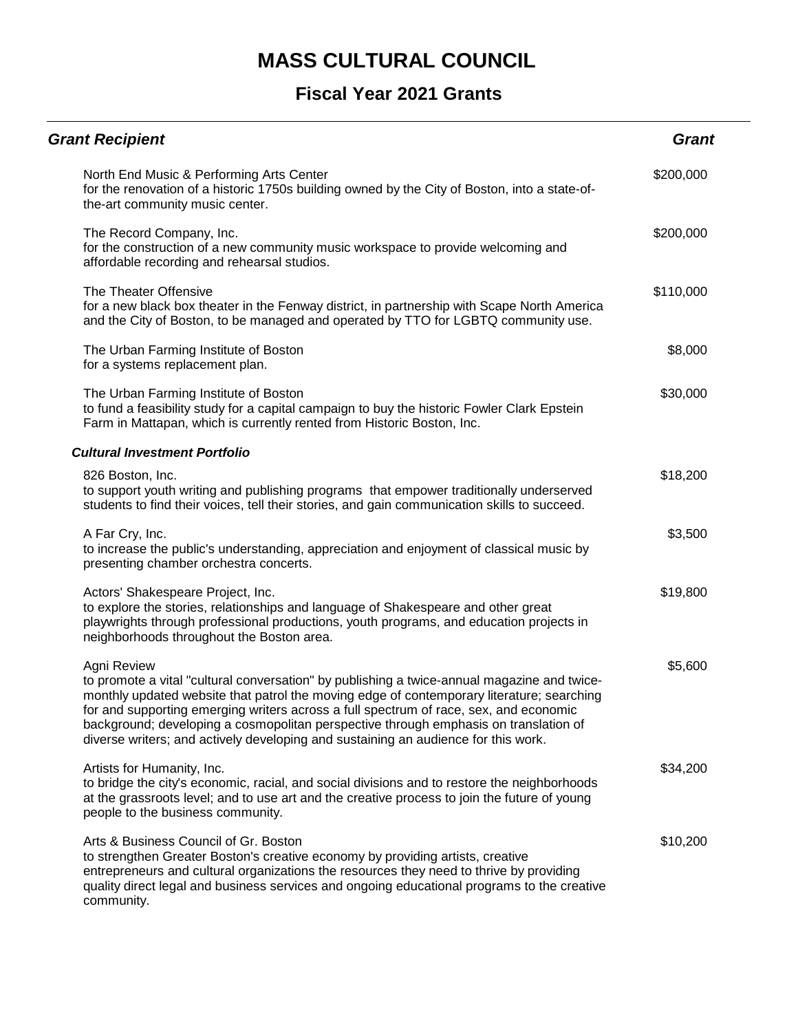# MASS CULTURAL COUNCIL

## Fiscal Year 2021 Grants

| *Grant Recipient* | *Grant* |
|---|---|
| North End Music & Performing Arts Center<br>for the renovation of a historic 1750s building owned by the City of Boston, into a state-of-the-art community music center. | $200,000 |
| The Record Company, Inc.<br>for the construction of a new community music workspace to provide welcoming and affordable recording and rehearsal studios. | $200,000 |
| The Theater Offensive<br>for a new black box theater in the Fenway district, in partnership with Scape North America and the City of Boston, to be managed and operated by TTO for LGBTQ community use. | $110,000 |
| The Urban Farming Institute of Boston<br>for a systems replacement plan. | $8,000 |
| The Urban Farming Institute of Boston<br>to fund a feasibility study for a capital campaign to buy the historic Fowler Clark Epstein Farm in Mattapan, which is currently rented from Historic Boston, Inc. | $30,000 |
| ***Cultural Investment Portfolio*** | |
| 826 Boston, Inc.<br>to support youth writing and publishing programs that empower traditionally underserved students to find their voices, tell their stories, and gain communication skills to succeed. | $18,200 |
| A Far Cry, Inc.<br>to increase the public's understanding, appreciation and enjoyment of classical music by presenting chamber orchestra concerts. | $3,500 |
| Actors' Shakespeare Project, Inc.<br>to explore the stories, relationships and language of Shakespeare and other great playwrights through professional productions, youth programs, and education projects in neighborhoods throughout the Boston area. | $19,800 |
| Agni Review<br>to promote a vital "cultural conversation" by publishing a twice-annual magazine and twice-monthly updated website that patrol the moving edge of contemporary literature; searching for and supporting emerging writers across a full spectrum of race, sex, and economic background; developing a cosmopolitan perspective through emphasis on translation of diverse writers; and actively developing and sustaining an audience for this work. | $5,600 |
| Artists for Humanity, Inc.<br>to bridge the city's economic, racial, and social divisions and to restore the neighborhoods at the grassroots level; and to use art and the creative process to join the future of young people to the business community. | $34,200 |
| Arts & Business Council of Gr. Boston<br>to strengthen Greater Boston's creative economy by providing artists, creative entrepreneurs and cultural organizations the resources they need to thrive by providing quality direct legal and business services and ongoing educational programs to the creative community. | $10,200 |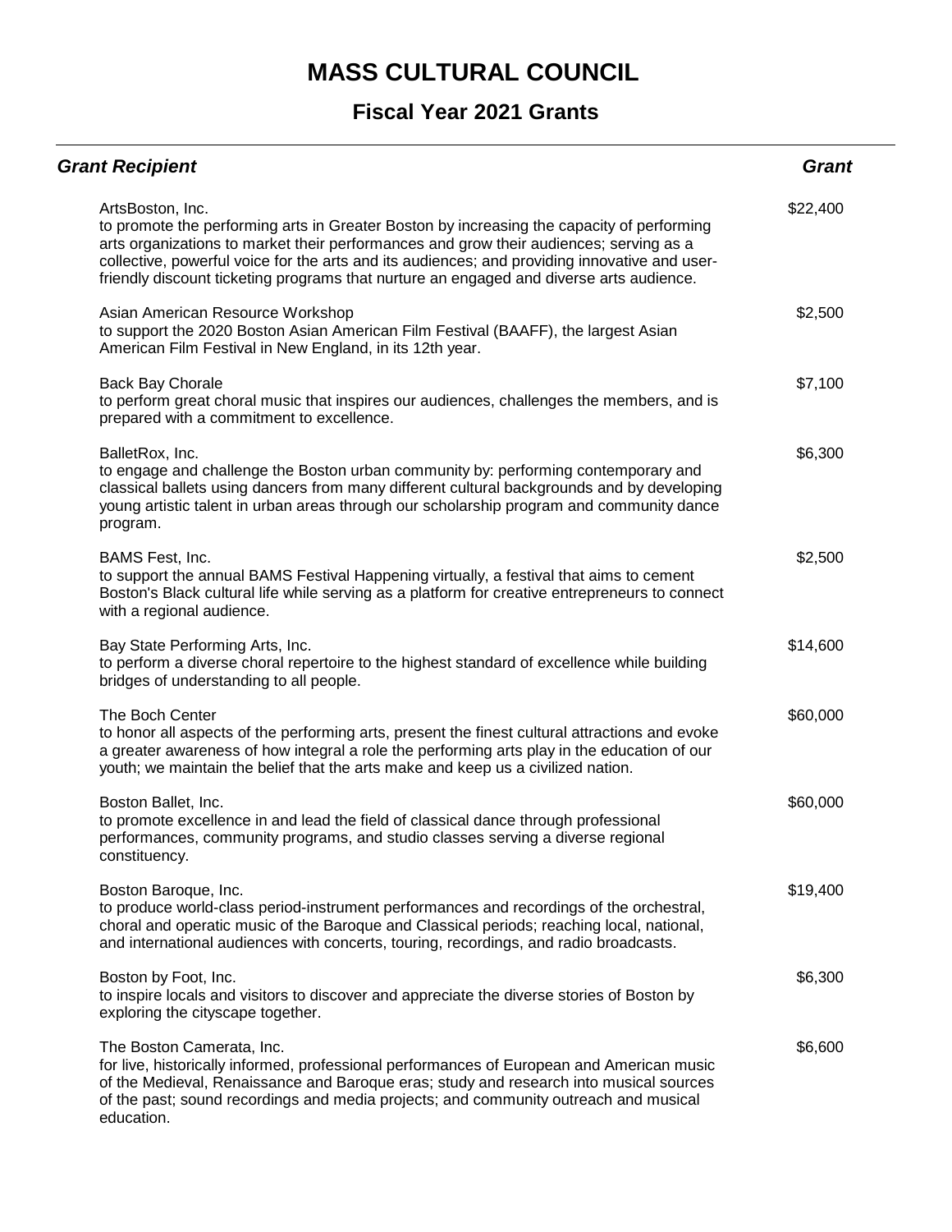# MASS CULTURAL COUNCIL

## Fiscal Year 2021 Grants

| ***Grant Recipient*** | ***Grant*** |
|---|---|
| ArtsBoston, Inc.<br>to promote the performing arts in Greater Boston by increasing the capacity of performing arts organizations to market their performances and grow their audiences; serving as a collective, powerful voice for the arts and its audiences; and providing innovative and user-friendly discount ticketing programs that nurture an engaged and diverse arts audience. | $22,400 |
| Asian American Resource Workshop<br>to support the 2020 Boston Asian American Film Festival (BAAFF), the largest Asian American Film Festival in New England, in its 12th year. | $2,500 |
| Back Bay Chorale<br>to perform great choral music that inspires our audiences, challenges the members, and is prepared with a commitment to excellence. | $7,100 |
| BalletRox, Inc.<br>to engage and challenge the Boston urban community by: performing contemporary and classical ballets using dancers from many different cultural backgrounds and by developing young artistic talent in urban areas through our scholarship program and community dance program. | $6,300 |
| BAMS Fest, Inc.<br>to support the annual BAMS Festival Happening virtually, a festival that aims to cement Boston's Black cultural life while serving as a platform for creative entrepreneurs to connect with a regional audience. | $2,500 |
| Bay State Performing Arts, Inc.<br>to perform a diverse choral repertoire to the highest standard of excellence while building bridges of understanding to all people. | $14,600 |
| The Boch Center<br>to honor all aspects of the performing arts, present the finest cultural attractions and evoke a greater awareness of how integral a role the performing arts play in the education of our youth; we maintain the belief that the arts make and keep us a civilized nation. | $60,000 |
| Boston Ballet, Inc.<br>to promote excellence in and lead the field of classical dance through professional performances, community programs, and studio classes serving a diverse regional constituency. | $60,000 |
| Boston Baroque, Inc.<br>to produce world-class period-instrument performances and recordings of the orchestral, choral and operatic music of the Baroque and Classical periods; reaching local, national, and international audiences with concerts, touring, recordings, and radio broadcasts. | $19,400 |
| Boston by Foot, Inc.<br>to inspire locals and visitors to discover and appreciate the diverse stories of Boston by exploring the cityscape together. | $6,300 |
| The Boston Camerata, Inc.<br>for live, historically informed, professional performances of European and American music of the Medieval, Renaissance and Baroque eras; study and research into musical sources of the past; sound recordings and media projects; and community outreach and musical education. | $6,600 |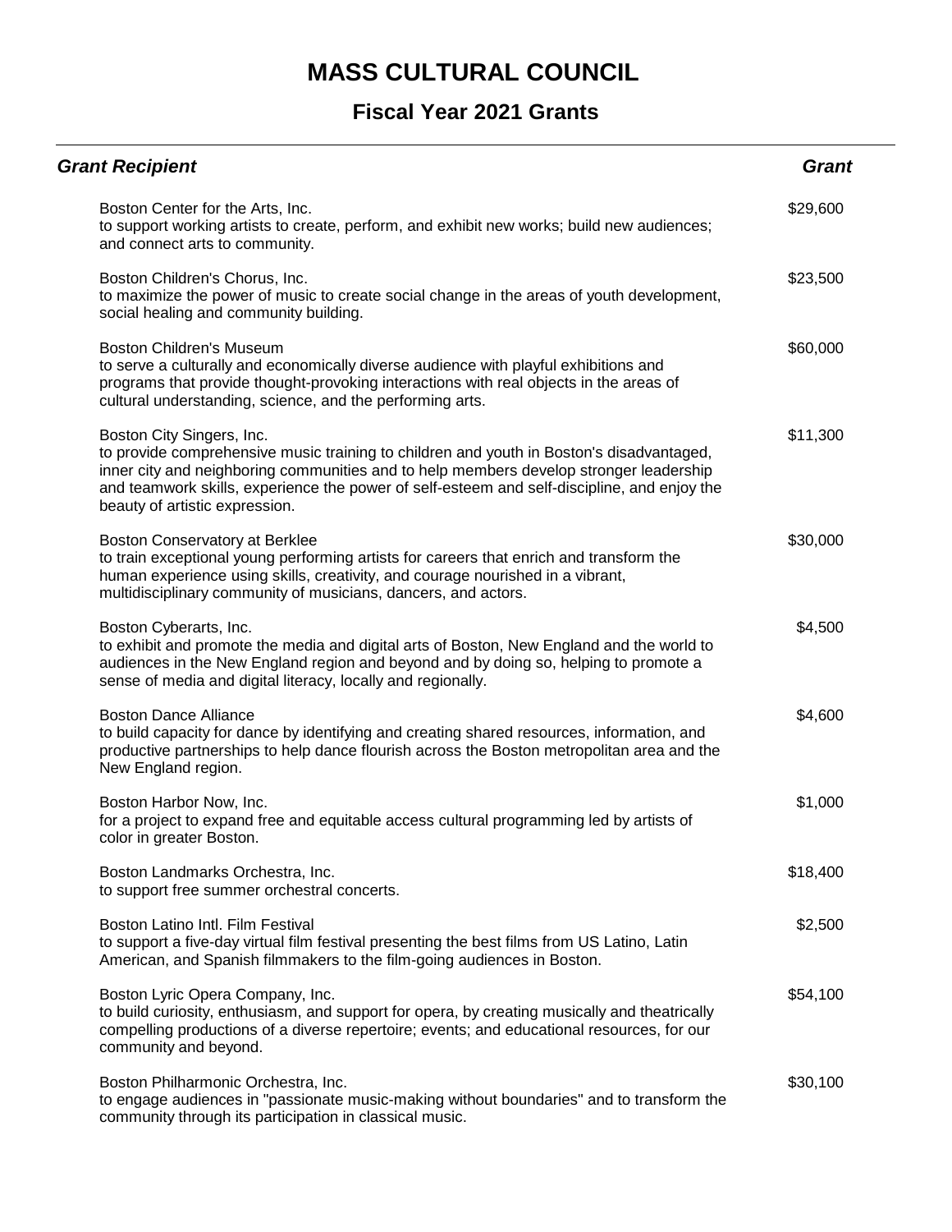# MASS CULTURAL COUNCIL

## Fiscal Year 2021 Grants

| Grant Recipient | Grant |
| --- | --- |
| Boston Center for the Arts, Inc.<br>to support working artists to create, perform, and exhibit new works; build new audiences; and connect arts to community. | $29,600 |
| Boston Children's Chorus, Inc.<br>to maximize the power of music to create social change in the areas of youth development, social healing and community building. | $23,500 |
| Boston Children's Museum<br>to serve a culturally and economically diverse audience with playful exhibitions and programs that provide thought-provoking interactions with real objects in the areas of cultural understanding, science, and the performing arts. | $60,000 |
| Boston City Singers, Inc.<br>to provide comprehensive music training to children and youth in Boston's disadvantaged, inner city and neighboring communities and to help members develop stronger leadership and teamwork skills, experience the power of self-esteem and self-discipline, and enjoy the beauty of artistic expression. | $11,300 |
| Boston Conservatory at Berklee<br>to train exceptional young performing artists for careers that enrich and transform the human experience using skills, creativity, and courage nourished in a vibrant, multidisciplinary community of musicians, dancers, and actors. | $30,000 |
| Boston Cyberarts, Inc.<br>to exhibit and promote the media and digital arts of Boston, New England and the world to audiences in the New England region and beyond and by doing so, helping to promote a sense of media and digital literacy, locally and regionally. | $4,500 |
| Boston Dance Alliance<br>to build capacity for dance by identifying and creating shared resources, information, and productive partnerships to help dance flourish across the Boston metropolitan area and the New England region. | $4,600 |
| Boston Harbor Now, Inc.<br>for a project to expand free and equitable access cultural programming led by artists of color in greater Boston. | $1,000 |
| Boston Landmarks Orchestra, Inc.<br>to support free summer orchestral concerts. | $18,400 |
| Boston Latino Intl. Film Festival<br>to support a five-day virtual film festival presenting the best films from US Latino, Latin American, and Spanish filmmakers to the film-going audiences in Boston. | $2,500 |
| Boston Lyric Opera Company, Inc.<br>to build curiosity, enthusiasm, and support for opera, by creating musically and theatrically compelling productions of a diverse repertoire; events; and educational resources, for our community and beyond. | $54,100 |
| Boston Philharmonic Orchestra, Inc.<br>to engage audiences in "passionate music-making without boundaries" and to transform the community through its participation in classical music. | $30,100 |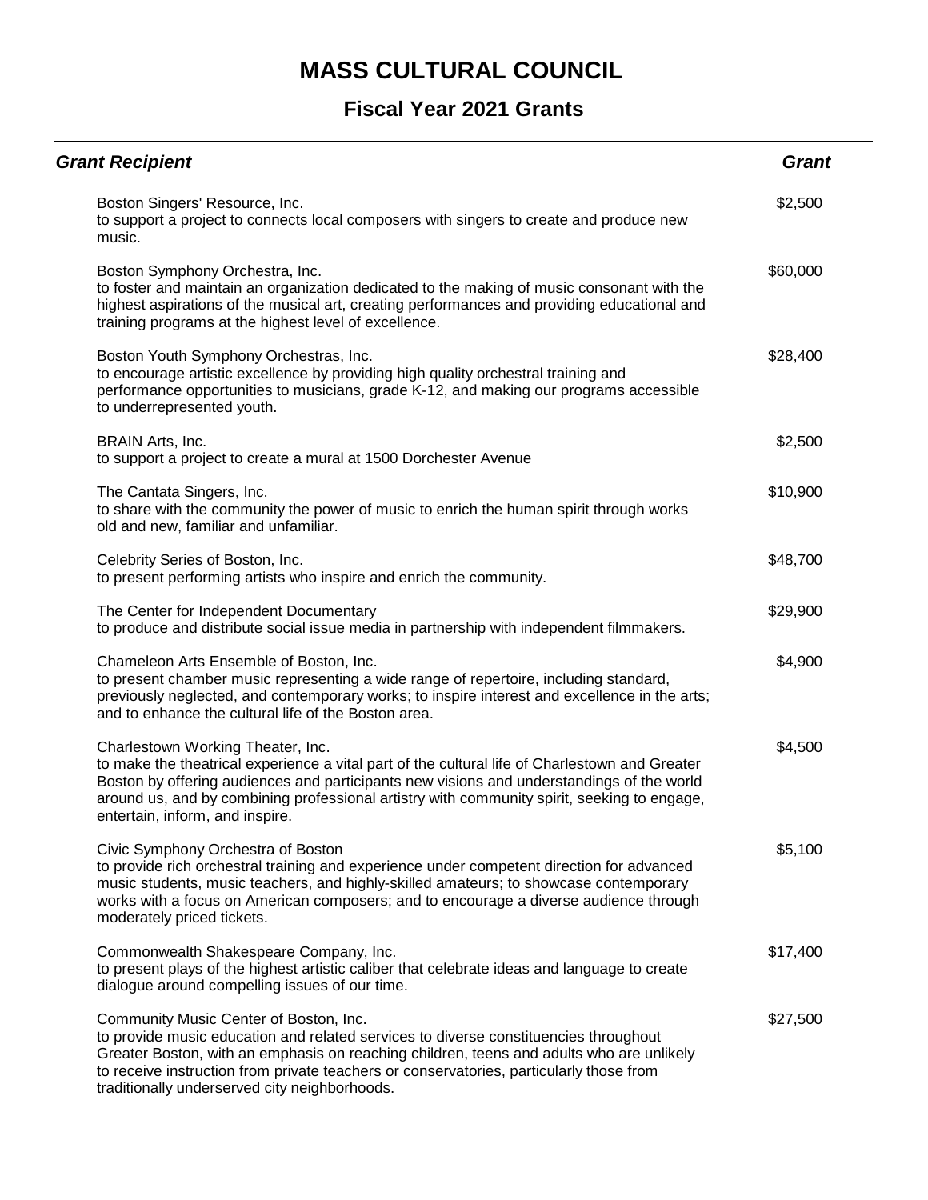# MASS CULTURAL COUNCIL

## Fiscal Year 2021 Grants

| Grant Recipient | Grant |
|---|---|
| Boston Singers' Resource, Inc.<br>to support a project to connects local composers with singers to create and produce new music. | $2,500 |
| Boston Symphony Orchestra, Inc.<br>to foster and maintain an organization dedicated to the making of music consonant with the highest aspirations of the musical art, creating performances and providing educational and training programs at the highest level of excellence. | $60,000 |
| Boston Youth Symphony Orchestras, Inc.<br>to encourage artistic excellence by providing high quality orchestral training and performance opportunities to musicians, grade K-12, and making our programs accessible to underrepresented youth. | $28,400 |
| BRAIN Arts, Inc.<br>to support a project to create a mural at 1500 Dorchester Avenue | $2,500 |
| The Cantata Singers, Inc.<br>to share with the community the power of music to enrich the human spirit through works old and new, familiar and unfamiliar. | $10,900 |
| Celebrity Series of Boston, Inc.<br>to present performing artists who inspire and enrich the community. | $48,700 |
| The Center for Independent Documentary<br>to produce and distribute social issue media in partnership with independent filmmakers. | $29,900 |
| Chameleon Arts Ensemble of Boston, Inc.<br>to present chamber music representing a wide range of repertoire, including standard, previously neglected, and contemporary works; to inspire interest and excellence in the arts; and to enhance the cultural life of the Boston area. | $4,900 |
| Charlestown Working Theater, Inc.<br>to make the theatrical experience a vital part of the cultural life of Charlestown and Greater Boston by offering audiences and participants new visions and understandings of the world around us, and by combining professional artistry with community spirit, seeking to engage, entertain, inform, and inspire. | $4,500 |
| Civic Symphony Orchestra of Boston<br>to provide rich orchestral training and experience under competent direction for advanced music students, music teachers, and highly-skilled amateurs; to showcase contemporary works with a focus on American composers; and to encourage a diverse audience through moderately priced tickets. | $5,100 |
| Commonwealth Shakespeare Company, Inc.<br>to present plays of the highest artistic caliber that celebrate ideas and language to create dialogue around compelling issues of our time. | $17,400 |
| Community Music Center of Boston, Inc.<br>to provide music education and related services to diverse constituencies throughout Greater Boston, with an emphasis on reaching children, teens and adults who are unlikely to receive instruction from private teachers or conservatories, particularly those from traditionally underserved city neighborhoods. | $27,500 |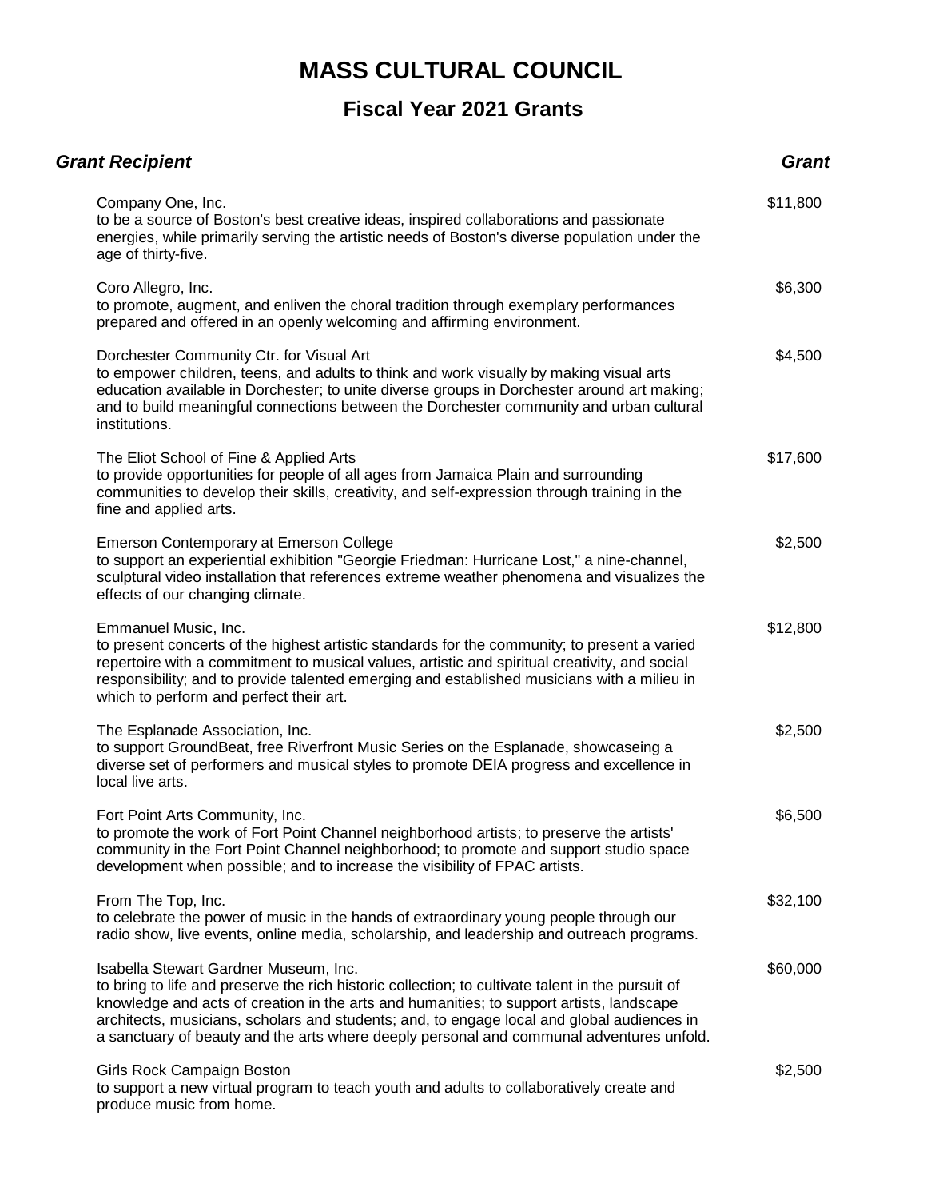# MASS CULTURAL COUNCIL

## Fiscal Year 2021 Grants

| ***Grant Recipient*** | ***Grant*** |
|---|---|
| Company One, Inc.<br>to be a source of Boston's best creative ideas, inspired collaborations and passionate energies, while primarily serving the artistic needs of Boston's diverse population under the age of thirty-five. | $11,800 |
| Coro Allegro, Inc.<br>to promote, augment, and enliven the choral tradition through exemplary performances prepared and offered in an openly welcoming and affirming environment. | $6,300 |
| Dorchester Community Ctr. for Visual Art<br>to empower children, teens, and adults to think and work visually by making visual arts education available in Dorchester; to unite diverse groups in Dorchester around art making; and to build meaningful connections between the Dorchester community and urban cultural institutions. | $4,500 |
| The Eliot School of Fine & Applied Arts<br>to provide opportunities for people of all ages from Jamaica Plain and surrounding communities to develop their skills, creativity, and self-expression through training in the fine and applied arts. | $17,600 |
| Emerson Contemporary at Emerson College<br>to support an experiential exhibition "Georgie Friedman: Hurricane Lost," a nine-channel, sculptural video installation that references extreme weather phenomena and visualizes the effects of our changing climate. | $2,500 |
| Emmanuel Music, Inc.<br>to present concerts of the highest artistic standards for the community; to present a varied repertoire with a commitment to musical values, artistic and spiritual creativity, and social responsibility; and to provide talented emerging and established musicians with a milieu in which to perform and perfect their art. | $12,800 |
| The Esplanade Association, Inc.<br>to support GroundBeat, free Riverfront Music Series on the Esplanade, showcaseing a diverse set of performers and musical styles to promote DEIA progress and excellence in local live arts. | $2,500 |
| Fort Point Arts Community, Inc.<br>to promote the work of Fort Point Channel neighborhood artists; to preserve the artists' community in the Fort Point Channel neighborhood; to promote and support studio space development when possible; and to increase the visibility of FPAC artists. | $6,500 |
| From The Top, Inc.<br>to celebrate the power of music in the hands of extraordinary young people through our radio show, live events, online media, scholarship, and leadership and outreach programs. | $32,100 |
| Isabella Stewart Gardner Museum, Inc.<br>to bring to life and preserve the rich historic collection; to cultivate talent in the pursuit of knowledge and acts of creation in the arts and humanities; to support artists, landscape architects, musicians, scholars and students; and, to engage local and global audiences in a sanctuary of beauty and the arts where deeply personal and communal adventures unfold. | $60,000 |
| Girls Rock Campaign Boston<br>to support a new virtual program to teach youth and adults to collaboratively create and produce music from home. | $2,500 |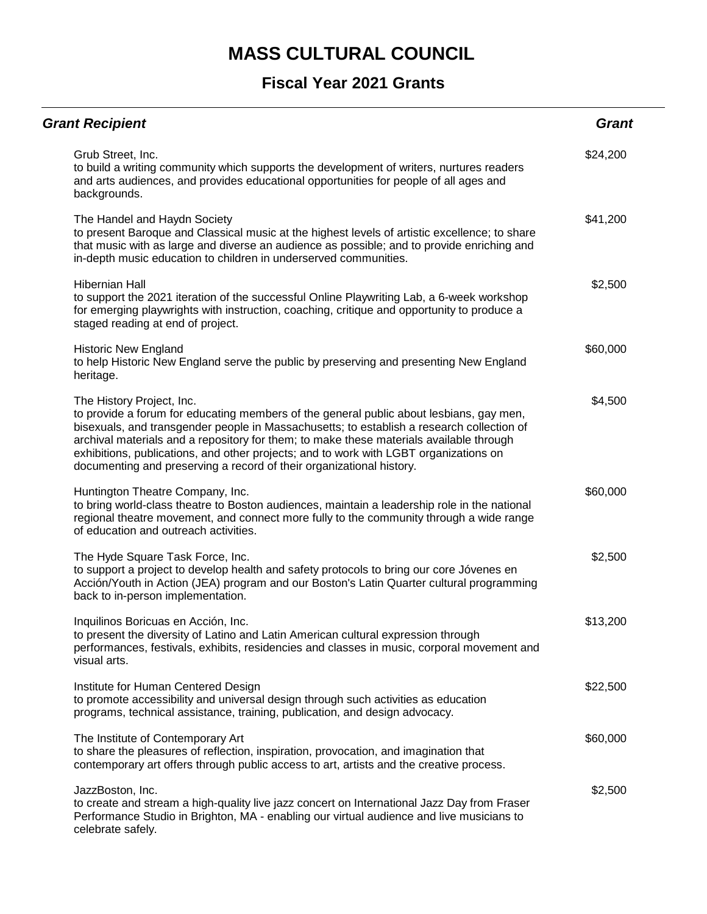# MASS CULTURAL COUNCIL

## Fiscal Year 2021 Grants

| *Grant Recipient* | *Grant* |
|---|---|
| Grub Street, Inc.<br>to build a writing community which supports the development of writers, nurtures readers and arts audiences, and provides educational opportunities for people of all ages and backgrounds. | $24,200 |
| The Handel and Haydn Society<br>to present Baroque and Classical music at the highest levels of artistic excellence; to share that music with as large and diverse an audience as possible; and to provide enriching and in-depth music education to children in underserved communities. | $41,200 |
| Hibernian Hall<br>to support the 2021 iteration of the successful Online Playwriting Lab, a 6-week workshop for emerging playwrights with instruction, coaching, critique and opportunity to produce a staged reading at end of project. | $2,500 |
| Historic New England<br>to help Historic New England serve the public by preserving and presenting New England heritage. | $60,000 |
| The History Project, Inc.<br>to provide a forum for educating members of the general public about lesbians, gay men, bisexuals, and transgender people in Massachusetts; to establish a research collection of archival materials and a repository for them; to make these materials available through exhibitions, publications, and other projects; and to work with LGBT organizations on documenting and preserving a record of their organizational history. | $4,500 |
| Huntington Theatre Company, Inc.<br>to bring world-class theatre to Boston audiences, maintain a leadership role in the national regional theatre movement, and connect more fully to the community through a wide range of education and outreach activities. | $60,000 |
| The Hyde Square Task Force, Inc.<br>to support a project to develop health and safety protocols to bring our core Jóvenes en Acción/Youth in Action (JEA) program and our Boston's Latin Quarter cultural programming back to in-person implementation. | $2,500 |
| Inquilinos Boricuas en Acción, Inc.<br>to present the diversity of Latino and Latin American cultural expression through performances, festivals, exhibits, residencies and classes in music, corporal movement and visual arts. | $13,200 |
| Institute for Human Centered Design<br>to promote accessibility and universal design through such activities as education programs, technical assistance, training, publication, and design advocacy. | $22,500 |
| The Institute of Contemporary Art<br>to share the pleasures of reflection, inspiration, provocation, and imagination that contemporary art offers through public access to art, artists and the creative process. | $60,000 |
| JazzBoston, Inc.<br>to create and stream a high-quality live jazz concert on International Jazz Day from Fraser Performance Studio in Brighton, MA - enabling our virtual audience and live musicians to celebrate safely. | $2,500 |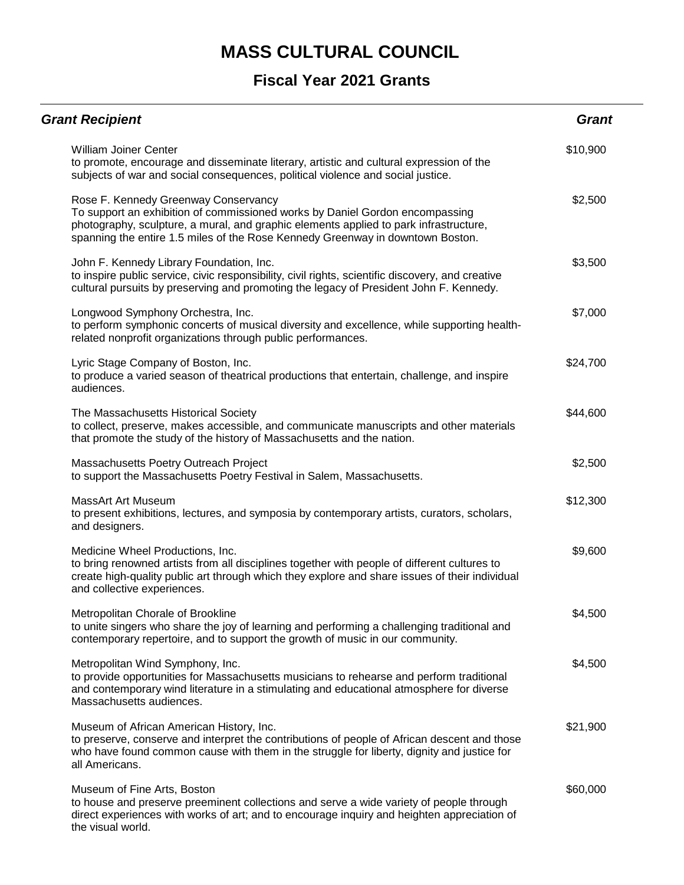# MASS CULTURAL COUNCIL

## Fiscal Year 2021 Grants

| ***Grant Recipient*** | ***Grant*** |
|---|---|
| William Joiner Center<br>to promote, encourage and disseminate literary, artistic and cultural expression of the subjects of war and social consequences, political violence and social justice. | $10,900 |
| Rose F. Kennedy Greenway Conservancy<br>To support an exhibition of commissioned works by Daniel Gordon encompassing photography, sculpture, a mural, and graphic elements applied to park infrastructure, spanning the entire 1.5 miles of the Rose Kennedy Greenway in downtown Boston. | $2,500 |
| John F. Kennedy Library Foundation, Inc.<br>to inspire public service, civic responsibility, civil rights, scientific discovery, and creative cultural pursuits by preserving and promoting the legacy of President John F. Kennedy. | $3,500 |
| Longwood Symphony Orchestra, Inc.<br>to perform symphonic concerts of musical diversity and excellence, while supporting health-related nonprofit organizations through public performances. | $7,000 |
| Lyric Stage Company of Boston, Inc.<br>to produce a varied season of theatrical productions that entertain, challenge, and inspire audiences. | $24,700 |
| The Massachusetts Historical Society<br>to collect, preserve, makes accessible, and communicate manuscripts and other materials that promote the study of the history of Massachusetts and the nation. | $44,600 |
| Massachusetts Poetry Outreach Project<br>to support the Massachusetts Poetry Festival in Salem, Massachusetts. | $2,500 |
| MassArt Art Museum<br>to present exhibitions, lectures, and symposia by contemporary artists, curators, scholars, and designers. | $12,300 |
| Medicine Wheel Productions, Inc.<br>to bring renowned artists from all disciplines together with people of different cultures to create high-quality public art through which they explore and share issues of their individual and collective experiences. | $9,600 |
| Metropolitan Chorale of Brookline<br>to unite singers who share the joy of learning and performing a challenging traditional and contemporary repertoire, and to support the growth of music in our community. | $4,500 |
| Metropolitan Wind Symphony, Inc.<br>to provide opportunities for Massachusetts musicians to rehearse and perform traditional and contemporary wind literature in a stimulating and educational atmosphere for diverse Massachusetts audiences. | $4,500 |
| Museum of African American History, Inc.<br>to preserve, conserve and interpret the contributions of people of African descent and those who have found common cause with them in the struggle for liberty, dignity and justice for all Americans. | $21,900 |
| Museum of Fine Arts, Boston<br>to house and preserve preeminent collections and serve a wide variety of people through direct experiences with works of art; and to encourage inquiry and heighten appreciation of the visual world. | $60,000 |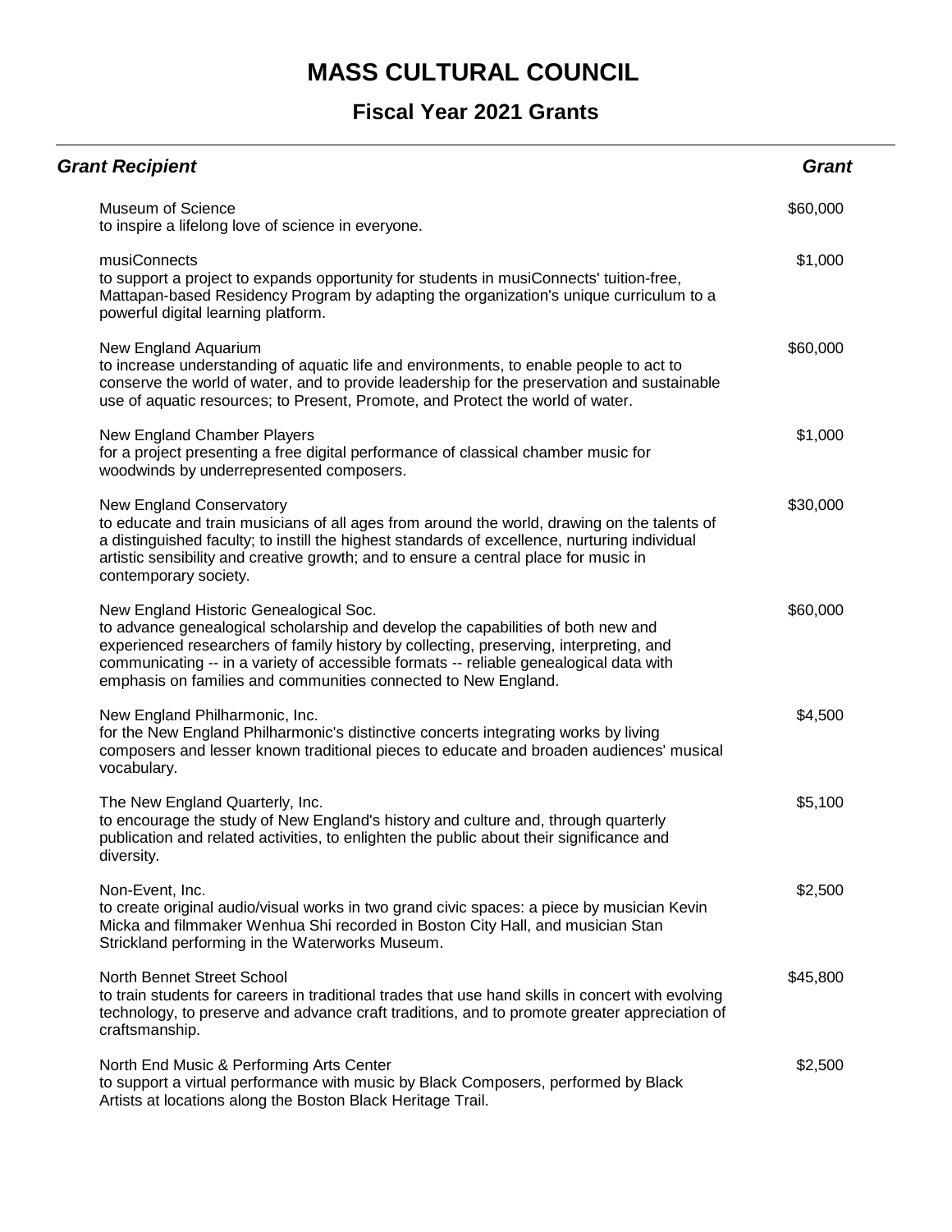# MASS CULTURAL COUNCIL

## Fiscal Year 2021 Grants

| ***Grant Recipient*** | ***Grant*** |
|---|---|
| Museum of Science<br>to inspire a lifelong love of science in everyone. | $60,000 |
| musiConnects<br>to support a project to expands opportunity for students in musiConnects' tuition-free, Mattapan-based Residency Program by adapting the organization's unique curriculum to a powerful digital learning platform. | $1,000 |
| New England Aquarium<br>to increase understanding of aquatic life and environments, to enable people to act to conserve the world of water, and to provide leadership for the preservation and sustainable use of aquatic resources; to Present, Promote, and Protect the world of water. | $60,000 |
| New England Chamber Players<br>for a project presenting a free digital performance of classical chamber music for woodwinds by underrepresented composers. | $1,000 |
| New England Conservatory<br>to educate and train musicians of all ages from around the world, drawing on the talents of a distinguished faculty; to instill the highest standards of excellence, nurturing individual artistic sensibility and creative growth; and to ensure a central place for music in contemporary society. | $30,000 |
| New England Historic Genealogical Soc.<br>to advance genealogical scholarship and develop the capabilities of both new and experienced researchers of family history by collecting, preserving, interpreting, and communicating -- in a variety of accessible formats -- reliable genealogical data with emphasis on families and communities connected to New England. | $60,000 |
| New England Philharmonic, Inc.<br>for the New England Philharmonic's distinctive concerts integrating works by living composers and lesser known traditional pieces to educate and broaden audiences' musical vocabulary. | $4,500 |
| The New England Quarterly, Inc.<br>to encourage the study of New England's history and culture and, through quarterly publication and related activities, to enlighten the public about their significance and diversity. | $5,100 |
| Non-Event, Inc.<br>to create original audio/visual works in two grand civic spaces: a piece by musician Kevin Micka and filmmaker Wenhua Shi recorded in Boston City Hall, and musician Stan Strickland performing in the Waterworks Museum. | $2,500 |
| North Bennet Street School<br>to train students for careers in traditional trades that use hand skills in concert with evolving technology, to preserve and advance craft traditions, and to promote greater appreciation of craftsmanship. | $45,800 |
| North End Music & Performing Arts Center<br>to support a virtual performance with music by Black Composers, performed by Black Artists at locations along the Boston Black Heritage Trail. | $2,500 |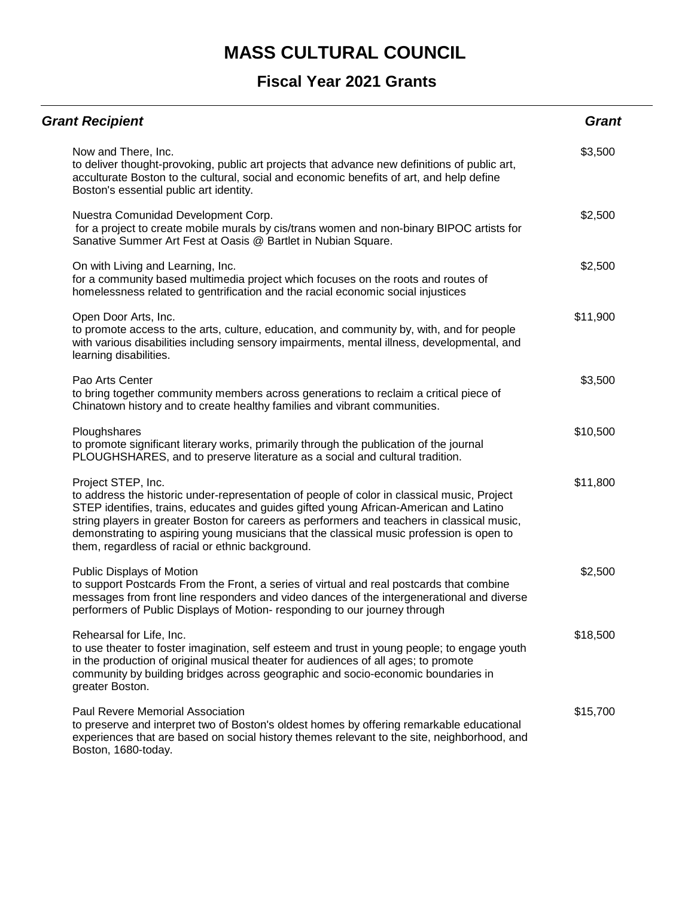# MASS CULTURAL COUNCIL

## Fiscal Year 2021 Grants

| *Grant Recipient* | *Grant* |
|---|---|
| Now and There, Inc.<br>to deliver thought-provoking, public art projects that advance new definitions of public art, acculturate Boston to the cultural, social and economic benefits of art, and help define Boston's essential public art identity. | $3,500 |
| Nuestra Comunidad Development Corp.<br>for a project to create mobile murals by cis/trans women and non-binary BIPOC artists for Sanative Summer Art Fest at Oasis @ Bartlet in Nubian Square. | $2,500 |
| On with Living and Learning, Inc.<br>for a community based multimedia project which focuses on the roots and routes of homelessness related to gentrification and the racial economic social injustices | $2,500 |
| Open Door Arts, Inc.<br>to promote access to the arts, culture, education, and community by, with, and for people with various disabilities including sensory impairments, mental illness, developmental, and learning disabilities. | $11,900 |
| Pao Arts Center<br>to bring together community members across generations to reclaim a critical piece of Chinatown history and to create healthy families and vibrant communities. | $3,500 |
| Ploughshares<br>to promote significant literary works, primarily through the publication of the journal PLOUGHSHARES, and to preserve literature as a social and cultural tradition. | $10,500 |
| Project STEP, Inc.<br>to address the historic under-representation of people of color in classical music, Project STEP identifies, trains, educates and guides gifted young African-American and Latino string players in greater Boston for careers as performers and teachers in classical music, demonstrating to aspiring young musicians that the classical music profession is open to them, regardless of racial or ethnic background. | $11,800 |
| Public Displays of Motion<br>to support Postcards From the Front, a series of virtual and real postcards that combine messages from front line responders and video dances of the intergenerational and diverse performers of Public Displays of Motion- responding to our journey through | $2,500 |
| Rehearsal for Life, Inc.<br>to use theater to foster imagination, self esteem and trust in young people; to engage youth in the production of original musical theater for audiences of all ages; to promote community by building bridges across geographic and socio-economic boundaries in greater Boston. | $18,500 |
| Paul Revere Memorial Association<br>to preserve and interpret two of Boston's oldest homes by offering remarkable educational experiences that are based on social history themes relevant to the site, neighborhood, and Boston, 1680-today. | $15,700 |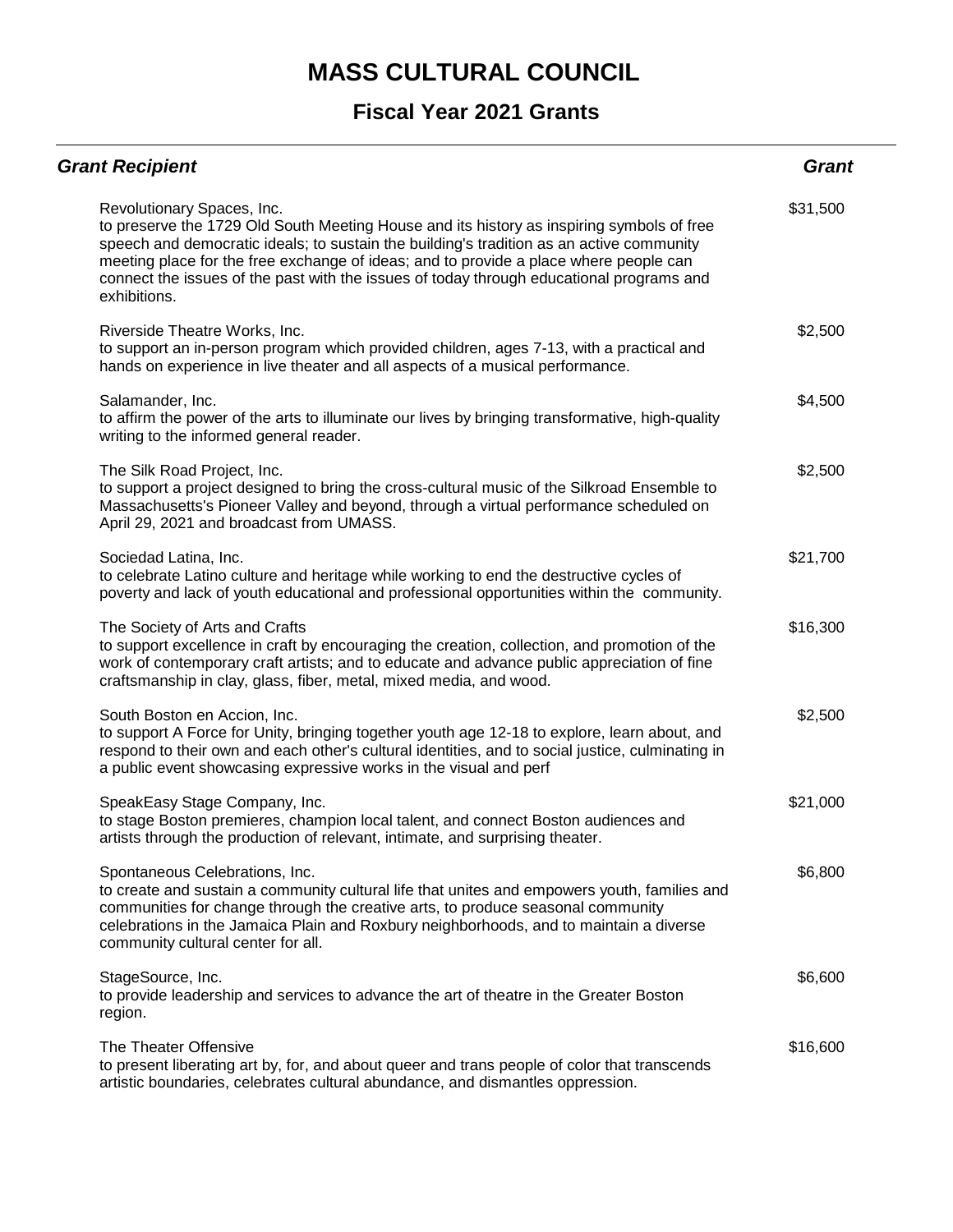# MASS CULTURAL COUNCIL

## Fiscal Year 2021 Grants

| *Grant Recipient* | *Grant* |
|---|---|
| Revolutionary Spaces, Inc.<br>to preserve the 1729 Old South Meeting House and its history as inspiring symbols of free speech and democratic ideals; to sustain the building's tradition as an active community meeting place for the free exchange of ideas; and to provide a place where people can connect the issues of the past with the issues of today through educational programs and exhibitions. | $31,500 |
| Riverside Theatre Works, Inc.<br>to support an in-person program which provided children, ages 7-13, with a practical and hands on experience in live theater and all aspects of a musical performance. | $2,500 |
| Salamander, Inc.<br>to affirm the power of the arts to illuminate our lives by bringing transformative, high-quality writing to the informed general reader. | $4,500 |
| The Silk Road Project, Inc.<br>to support a project designed to bring the cross-cultural music of the Silkroad Ensemble to Massachusetts's Pioneer Valley and beyond, through a virtual performance scheduled on April 29, 2021 and broadcast from UMASS. | $2,500 |
| Sociedad Latina, Inc.<br>to celebrate Latino culture and heritage while working to end the destructive cycles of poverty and lack of youth educational and professional opportunities within the community. | $21,700 |
| The Society of Arts and Crafts<br>to support excellence in craft by encouraging the creation, collection, and promotion of the work of contemporary craft artists; and to educate and advance public appreciation of fine craftsmanship in clay, glass, fiber, metal, mixed media, and wood. | $16,300 |
| South Boston en Accion, Inc.<br>to support A Force for Unity, bringing together youth age 12-18 to explore, learn about, and respond to their own and each other's cultural identities, and to social justice, culminating in a public event showcasing expressive works in the visual and perf | $2,500 |
| SpeakEasy Stage Company, Inc.<br>to stage Boston premieres, champion local talent, and connect Boston audiences and artists through the production of relevant, intimate, and surprising theater. | $21,000 |
| Spontaneous Celebrations, Inc.<br>to create and sustain a community cultural life that unites and empowers youth, families and communities for change through the creative arts, to produce seasonal community celebrations in the Jamaica Plain and Roxbury neighborhoods, and to maintain a diverse community cultural center for all. | $6,800 |
| StageSource, Inc.<br>to provide leadership and services to advance the art of theatre in the Greater Boston region. | $6,600 |
| The Theater Offensive<br>to present liberating art by, for, and about queer and trans people of color that transcends artistic boundaries, celebrates cultural abundance, and dismantles oppression. | $16,600 |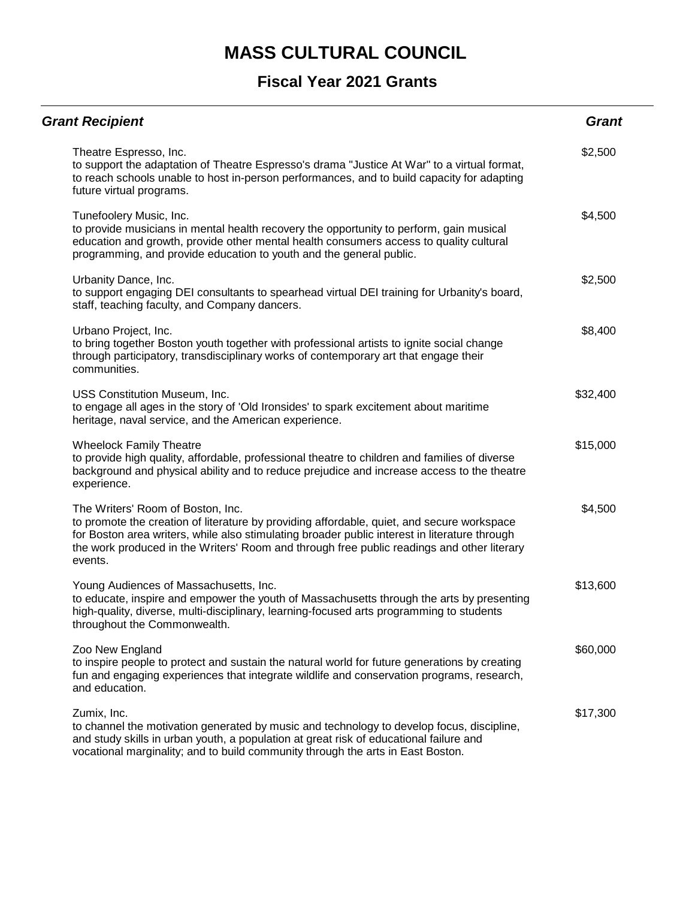# MASS CULTURAL COUNCIL

## Fiscal Year 2021 Grants

| Grant Recipient | Grant |
| --- | --- |
| Theatre Espresso, Inc.<br>to support the adaptation of Theatre Espresso's drama "Justice At War" to a virtual format, to reach schools unable to host in-person performances, and to build capacity for adapting future virtual programs. | $2,500 |
| Tunefoolery Music, Inc.<br>to provide musicians in mental health recovery the opportunity to perform, gain musical education and growth, provide other mental health consumers access to quality cultural programming, and provide education to youth and the general public. | $4,500 |
| Urbanity Dance, Inc.<br>to support engaging DEI consultants to spearhead virtual DEI training for Urbanity's board, staff, teaching faculty, and Company dancers. | $2,500 |
| Urbano Project, Inc.<br>to bring together Boston youth together with professional artists to ignite social change through participatory, transdisciplinary works of contemporary art that engage their communities. | $8,400 |
| USS Constitution Museum, Inc.<br>to engage all ages in the story of 'Old Ironsides' to spark excitement about maritime heritage, naval service, and the American experience. | $32,400 |
| Wheelock Family Theatre<br>to provide high quality, affordable, professional theatre to children and families of diverse background and physical ability and to reduce prejudice and increase access to the theatre experience. | $15,000 |
| The Writers' Room of Boston, Inc.<br>to promote the creation of literature by providing affordable, quiet, and secure workspace for Boston area writers, while also stimulating broader public interest in literature through the work produced in the Writers' Room and through free public readings and other literary events. | $4,500 |
| Young Audiences of Massachusetts, Inc.<br>to educate, inspire and empower the youth of Massachusetts through the arts by presenting high-quality, diverse, multi-disciplinary, learning-focused arts programming to students throughout the Commonwealth. | $13,600 |
| Zoo New England<br>to inspire people to protect and sustain the natural world for future generations by creating fun and engaging experiences that integrate wildlife and conservation programs, research, and education. | $60,000 |
| Zumix, Inc.<br>to channel the motivation generated by music and technology to develop focus, discipline, and study skills in urban youth, a population at great risk of educational failure and vocational marginality; and to build community through the arts in East Boston. | $17,300 |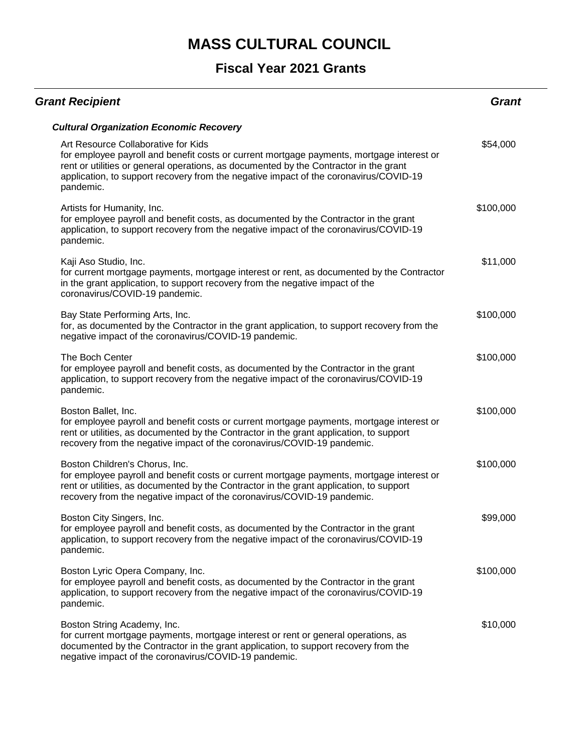# MASS CULTURAL COUNCIL

## Fiscal Year 2021 Grants

| *Grant Recipient* | *Grant* |
|---|---|
| ***Cultural Organization Economic Recovery*** | |
| Art Resource Collaborative for Kids<br>for employee payroll and benefit costs or current mortgage payments, mortgage interest or rent or utilities or general operations, as documented by the Contractor in the grant application, to support recovery from the negative impact of the coronavirus/COVID-19 pandemic. | $54,000 |
| Artists for Humanity, Inc.<br>for employee payroll and benefit costs, as documented by the Contractor in the grant application, to support recovery from the negative impact of the coronavirus/COVID-19 pandemic. | $100,000 |
| Kaji Aso Studio, Inc.<br>for current mortgage payments, mortgage interest or rent, as documented by the Contractor in the grant application, to support recovery from the negative impact of the coronavirus/COVID-19 pandemic. | $11,000 |
| Bay State Performing Arts, Inc.<br>for, as documented by the Contractor in the grant application, to support recovery from the negative impact of the coronavirus/COVID-19 pandemic. | $100,000 |
| The Boch Center<br>for employee payroll and benefit costs, as documented by the Contractor in the grant application, to support recovery from the negative impact of the coronavirus/COVID-19 pandemic. | $100,000 |
| Boston Ballet, Inc.<br>for employee payroll and benefit costs or current mortgage payments, mortgage interest or rent or utilities, as documented by the Contractor in the grant application, to support recovery from the negative impact of the coronavirus/COVID-19 pandemic. | $100,000 |
| Boston Children's Chorus, Inc.<br>for employee payroll and benefit costs or current mortgage payments, mortgage interest or rent or utilities, as documented by the Contractor in the grant application, to support recovery from the negative impact of the coronavirus/COVID-19 pandemic. | $100,000 |
| Boston City Singers, Inc.<br>for employee payroll and benefit costs, as documented by the Contractor in the grant application, to support recovery from the negative impact of the coronavirus/COVID-19 pandemic. | $99,000 |
| Boston Lyric Opera Company, Inc.<br>for employee payroll and benefit costs, as documented by the Contractor in the grant application, to support recovery from the negative impact of the coronavirus/COVID-19 pandemic. | $100,000 |
| Boston String Academy, Inc.<br>for current mortgage payments, mortgage interest or rent or general operations, as documented by the Contractor in the grant application, to support recovery from the negative impact of the coronavirus/COVID-19 pandemic. | $10,000 |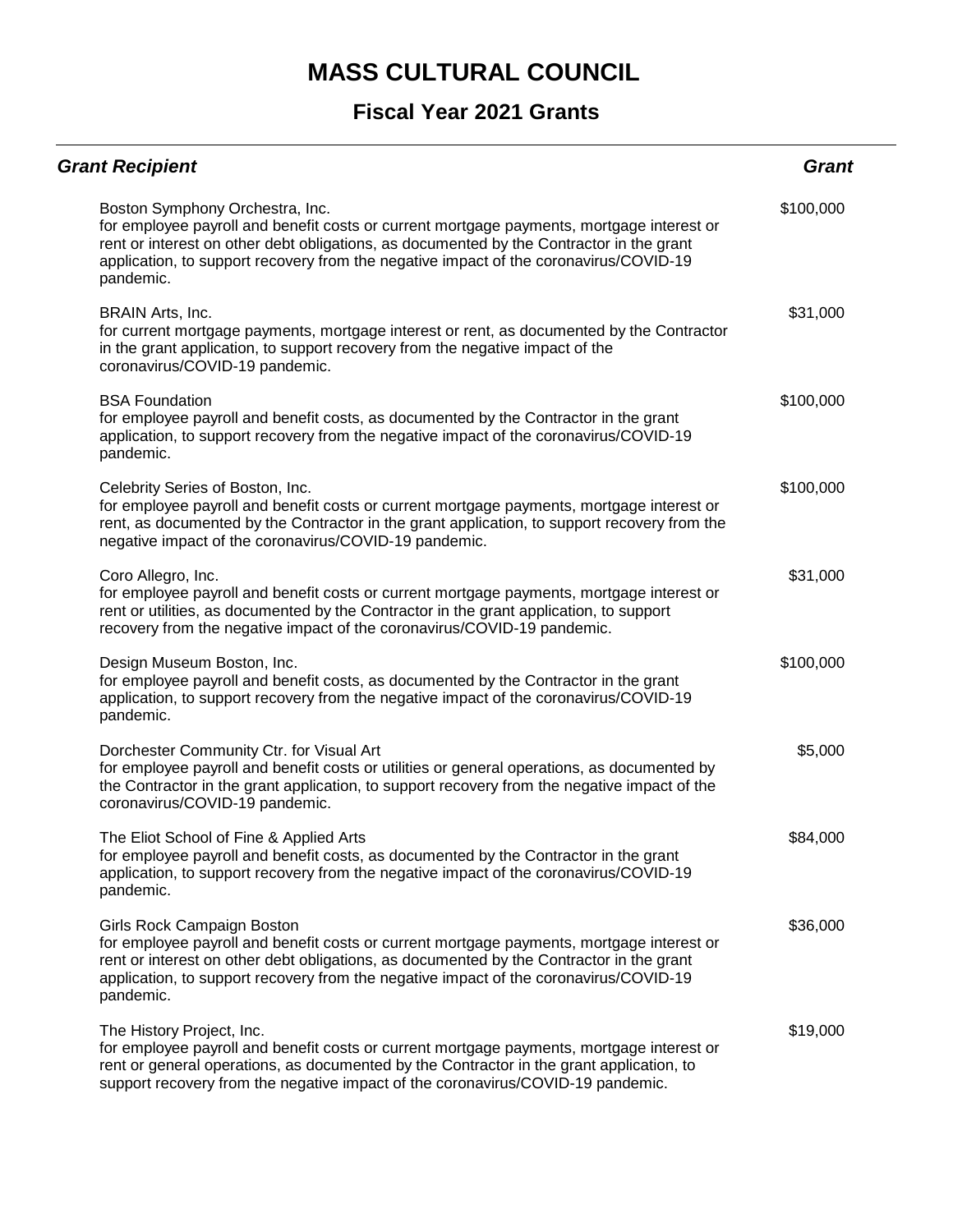# MASS CULTURAL COUNCIL

## Fiscal Year 2021 Grants

| *Grant Recipient* | *Grant* |
| --- | --- |
| Boston Symphony Orchestra, Inc.<br>for employee payroll and benefit costs or current mortgage payments, mortgage interest or rent or interest on other debt obligations, as documented by the Contractor in the grant application, to support recovery from the negative impact of the coronavirus/COVID-19 pandemic. | $100,000 |
| BRAIN Arts, Inc.<br>for current mortgage payments, mortgage interest or rent, as documented by the Contractor in the grant application, to support recovery from the negative impact of the coronavirus/COVID-19 pandemic. | $31,000 |
| BSA Foundation<br>for employee payroll and benefit costs, as documented by the Contractor in the grant application, to support recovery from the negative impact of the coronavirus/COVID-19 pandemic. | $100,000 |
| Celebrity Series of Boston, Inc.<br>for employee payroll and benefit costs or current mortgage payments, mortgage interest or rent, as documented by the Contractor in the grant application, to support recovery from the negative impact of the coronavirus/COVID-19 pandemic. | $100,000 |
| Coro Allegro, Inc.<br>for employee payroll and benefit costs or current mortgage payments, mortgage interest or rent or utilities, as documented by the Contractor in the grant application, to support recovery from the negative impact of the coronavirus/COVID-19 pandemic. | $31,000 |
| Design Museum Boston, Inc.<br>for employee payroll and benefit costs, as documented by the Contractor in the grant application, to support recovery from the negative impact of the coronavirus/COVID-19 pandemic. | $100,000 |
| Dorchester Community Ctr. for Visual Art<br>for employee payroll and benefit costs or utilities or general operations, as documented by the Contractor in the grant application, to support recovery from the negative impact of the coronavirus/COVID-19 pandemic. | $5,000 |
| The Eliot School of Fine & Applied Arts<br>for employee payroll and benefit costs, as documented by the Contractor in the grant application, to support recovery from the negative impact of the coronavirus/COVID-19 pandemic. | $84,000 |
| Girls Rock Campaign Boston<br>for employee payroll and benefit costs or current mortgage payments, mortgage interest or rent or interest on other debt obligations, as documented by the Contractor in the grant application, to support recovery from the negative impact of the coronavirus/COVID-19 pandemic. | $36,000 |
| The History Project, Inc.<br>for employee payroll and benefit costs or current mortgage payments, mortgage interest or rent or general operations, as documented by the Contractor in the grant application, to support recovery from the negative impact of the coronavirus/COVID-19 pandemic. | $19,000 |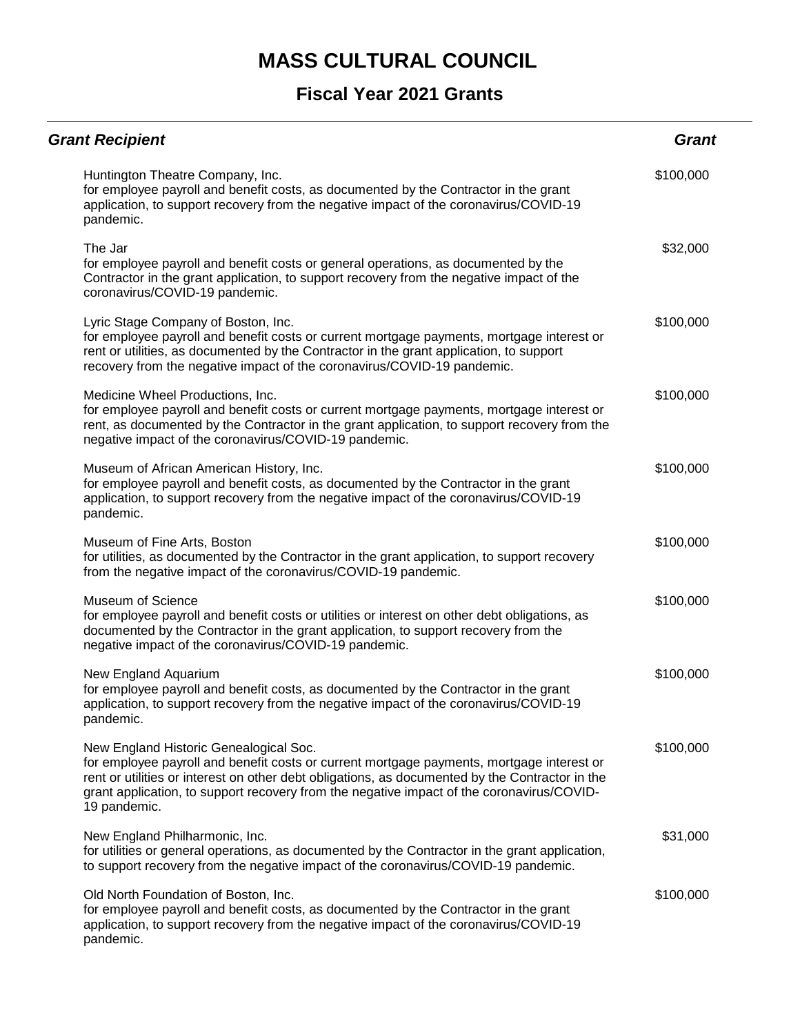# MASS CULTURAL COUNCIL

## Fiscal Year 2021 Grants

| Grant Recipient | Grant |
|---|---|
| Huntington Theatre Company, Inc.<br>for employee payroll and benefit costs, as documented by the Contractor in the grant application, to support recovery from the negative impact of the coronavirus/COVID-19 pandemic. | $100,000 |
| The Jar<br>for employee payroll and benefit costs or general operations, as documented by the Contractor in the grant application, to support recovery from the negative impact of the coronavirus/COVID-19 pandemic. | $32,000 |
| Lyric Stage Company of Boston, Inc.<br>for employee payroll and benefit costs or current mortgage payments, mortgage interest or rent or utilities, as documented by the Contractor in the grant application, to support recovery from the negative impact of the coronavirus/COVID-19 pandemic. | $100,000 |
| Medicine Wheel Productions, Inc.<br>for employee payroll and benefit costs or current mortgage payments, mortgage interest or rent, as documented by the Contractor in the grant application, to support recovery from the negative impact of the coronavirus/COVID-19 pandemic. | $100,000 |
| Museum of African American History, Inc.<br>for employee payroll and benefit costs, as documented by the Contractor in the grant application, to support recovery from the negative impact of the coronavirus/COVID-19 pandemic. | $100,000 |
| Museum of Fine Arts, Boston<br>for utilities, as documented by the Contractor in the grant application, to support recovery from the negative impact of the coronavirus/COVID-19 pandemic. | $100,000 |
| Museum of Science<br>for employee payroll and benefit costs or utilities or interest on other debt obligations, as documented by the Contractor in the grant application, to support recovery from the negative impact of the coronavirus/COVID-19 pandemic. | $100,000 |
| New England Aquarium<br>for employee payroll and benefit costs, as documented by the Contractor in the grant application, to support recovery from the negative impact of the coronavirus/COVID-19 pandemic. | $100,000 |
| New England Historic Genealogical Soc.<br>for employee payroll and benefit costs or current mortgage payments, mortgage interest or rent or utilities or interest on other debt obligations, as documented by the Contractor in the grant application, to support recovery from the negative impact of the coronavirus/COVID-19 pandemic. | $100,000 |
| New England Philharmonic, Inc.<br>for utilities or general operations, as documented by the Contractor in the grant application, to support recovery from the negative impact of the coronavirus/COVID-19 pandemic. | $31,000 |
| Old North Foundation of Boston, Inc.<br>for employee payroll and benefit costs, as documented by the Contractor in the grant application, to support recovery from the negative impact of the coronavirus/COVID-19 pandemic. | $100,000 |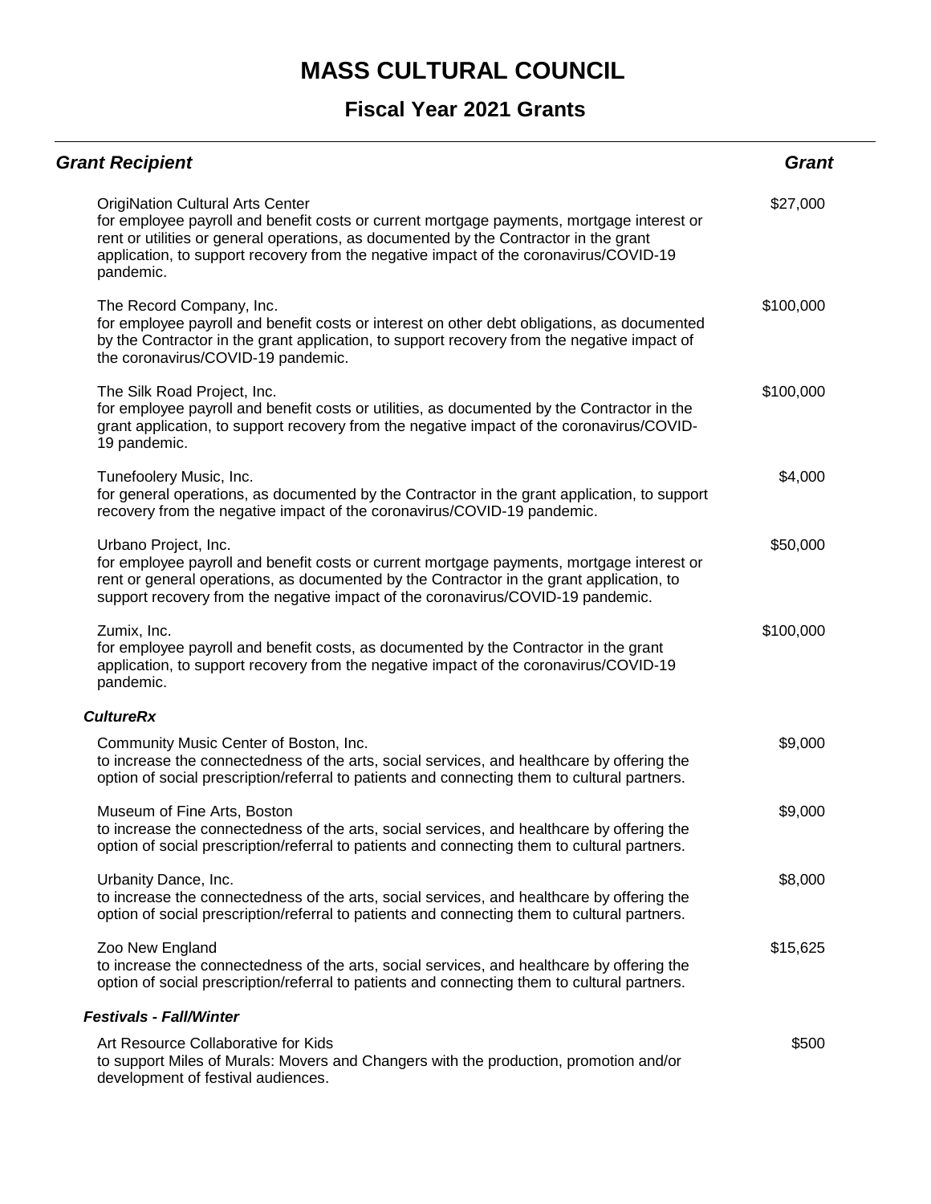# MASS CULTURAL COUNCIL

## Fiscal Year 2021 Grants

| Grant Recipient | Grant |
|---|---|
| OrigiNation Cultural Arts Center<br>for employee payroll and benefit costs or current mortgage payments, mortgage interest or rent or utilities or general operations, as documented by the Contractor in the grant application, to support recovery from the negative impact of the coronavirus/COVID-19 pandemic. | $27,000 |
| The Record Company, Inc.<br>for employee payroll and benefit costs or interest on other debt obligations, as documented by the Contractor in the grant application, to support recovery from the negative impact of the coronavirus/COVID-19 pandemic. | $100,000 |
| The Silk Road Project, Inc.<br>for employee payroll and benefit costs or utilities, as documented by the Contractor in the grant application, to support recovery from the negative impact of the coronavirus/COVID-19 pandemic. | $100,000 |
| Tunefoolery Music, Inc.<br>for general operations, as documented by the Contractor in the grant application, to support recovery from the negative impact of the coronavirus/COVID-19 pandemic. | $4,000 |
| Urbano Project, Inc.<br>for employee payroll and benefit costs or current mortgage payments, mortgage interest or rent or general operations, as documented by the Contractor in the grant application, to support recovery from the negative impact of the coronavirus/COVID-19 pandemic. | $50,000 |
| Zumix, Inc.<br>for employee payroll and benefit costs, as documented by the Contractor in the grant application, to support recovery from the negative impact of the coronavirus/COVID-19 pandemic. | $100,000 |
| ***CultureRx*** | |
| Community Music Center of Boston, Inc.<br>to increase the connectedness of the arts, social services, and healthcare by offering the option of social prescription/referral to patients and connecting them to cultural partners. | $9,000 |
| Museum of Fine Arts, Boston<br>to increase the connectedness of the arts, social services, and healthcare by offering the option of social prescription/referral to patients and connecting them to cultural partners. | $9,000 |
| Urbanity Dance, Inc.<br>to increase the connectedness of the arts, social services, and healthcare by offering the option of social prescription/referral to patients and connecting them to cultural partners. | $8,000 |
| Zoo New England<br>to increase the connectedness of the arts, social services, and healthcare by offering the option of social prescription/referral to patients and connecting them to cultural partners. | $15,625 |
| ***Festivals - Fall/Winter*** | |
| Art Resource Collaborative for Kids<br>to support Miles of Murals: Movers and Changers with the production, promotion and/or development of festival audiences. | $500 |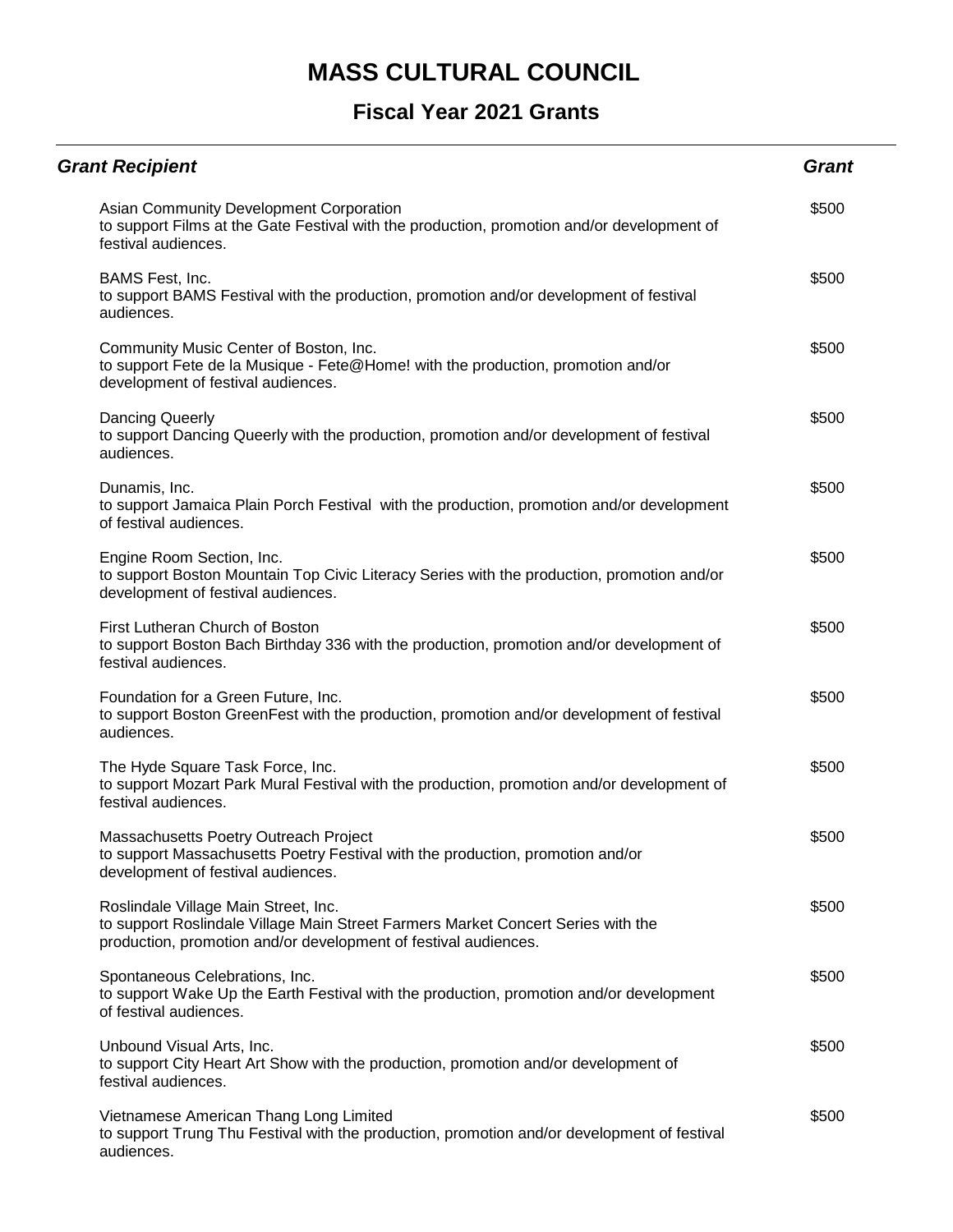# MASS CULTURAL COUNCIL

## Fiscal Year 2021 Grants

| *Grant Recipient* | *Grant* |
|---|---|
| Asian Community Development Corporation<br>to support Films at the Gate Festival with the production, promotion and/or development of festival audiences. | $500 |
| BAMS Fest, Inc.<br>to support BAMS Festival with the production, promotion and/or development of festival audiences. | $500 |
| Community Music Center of Boston, Inc.<br>to support Fete de la Musique - Fete@Home! with the production, promotion and/or development of festival audiences. | $500 |
| Dancing Queerly<br>to support Dancing Queerly with the production, promotion and/or development of festival audiences. | $500 |
| Dunamis, Inc.<br>to support Jamaica Plain Porch Festival with the production, promotion and/or development of festival audiences. | $500 |
| Engine Room Section, Inc.<br>to support Boston Mountain Top Civic Literacy Series with the production, promotion and/or development of festival audiences. | $500 |
| First Lutheran Church of Boston<br>to support Boston Bach Birthday 336 with the production, promotion and/or development of festival audiences. | $500 |
| Foundation for a Green Future, Inc.<br>to support Boston GreenFest with the production, promotion and/or development of festival audiences. | $500 |
| The Hyde Square Task Force, Inc.<br>to support Mozart Park Mural Festival with the production, promotion and/or development of festival audiences. | $500 |
| Massachusetts Poetry Outreach Project<br>to support Massachusetts Poetry Festival with the production, promotion and/or development of festival audiences. | $500 |
| Roslindale Village Main Street, Inc.<br>to support Roslindale Village Main Street Farmers Market Concert Series with the production, promotion and/or development of festival audiences. | $500 |
| Spontaneous Celebrations, Inc.<br>to support Wake Up the Earth Festival with the production, promotion and/or development of festival audiences. | $500 |
| Unbound Visual Arts, Inc.<br>to support City Heart Art Show with the production, promotion and/or development of festival audiences. | $500 |
| Vietnamese American Thang Long Limited<br>to support Trung Thu Festival with the production, promotion and/or development of festival audiences. | $500 |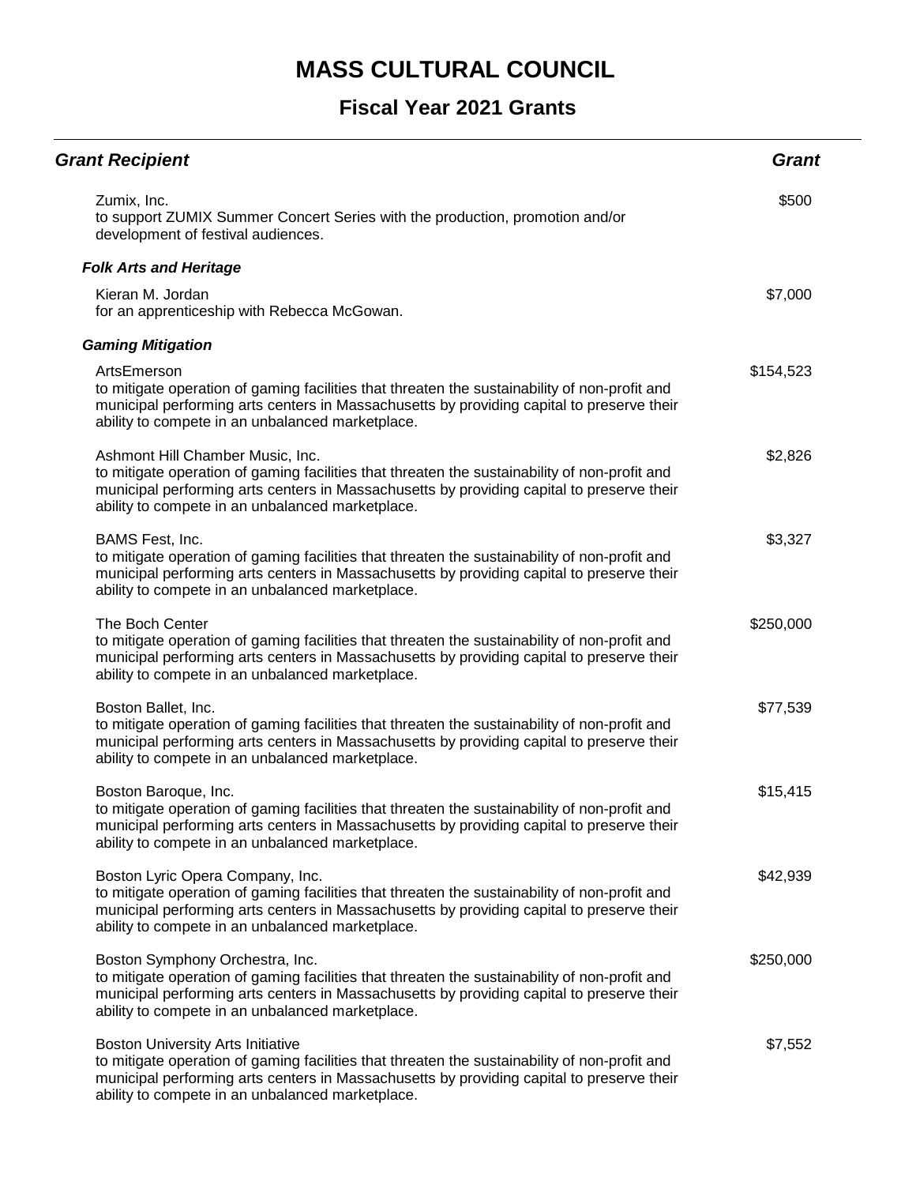# MASS CULTURAL COUNCIL

## Fiscal Year 2021 Grants

| Grant Recipient | Grant |
|---|---|
| Zumix, Inc.<br>to support ZUMIX Summer Concert Series with the production, promotion and/or development of festival audiences. | $500 |
| ***Folk Arts and Heritage*** | |
| Kieran M. Jordan<br>for an apprenticeship with Rebecca McGowan. | $7,000 |
| ***Gaming Mitigation*** | |
| ArtsEmerson<br>to mitigate operation of gaming facilities that threaten the sustainability of non-profit and municipal performing arts centers in Massachusetts by providing capital to preserve their ability to compete in an unbalanced marketplace. | $154,523 |
| Ashmont Hill Chamber Music, Inc.<br>to mitigate operation of gaming facilities that threaten the sustainability of non-profit and municipal performing arts centers in Massachusetts by providing capital to preserve their ability to compete in an unbalanced marketplace. | $2,826 |
| BAMS Fest, Inc.<br>to mitigate operation of gaming facilities that threaten the sustainability of non-profit and municipal performing arts centers in Massachusetts by providing capital to preserve their ability to compete in an unbalanced marketplace. | $3,327 |
| The Boch Center<br>to mitigate operation of gaming facilities that threaten the sustainability of non-profit and municipal performing arts centers in Massachusetts by providing capital to preserve their ability to compete in an unbalanced marketplace. | $250,000 |
| Boston Ballet, Inc.<br>to mitigate operation of gaming facilities that threaten the sustainability of non-profit and municipal performing arts centers in Massachusetts by providing capital to preserve their ability to compete in an unbalanced marketplace. | $77,539 |
| Boston Baroque, Inc.<br>to mitigate operation of gaming facilities that threaten the sustainability of non-profit and municipal performing arts centers in Massachusetts by providing capital to preserve their ability to compete in an unbalanced marketplace. | $15,415 |
| Boston Lyric Opera Company, Inc.<br>to mitigate operation of gaming facilities that threaten the sustainability of non-profit and municipal performing arts centers in Massachusetts by providing capital to preserve their ability to compete in an unbalanced marketplace. | $42,939 |
| Boston Symphony Orchestra, Inc.<br>to mitigate operation of gaming facilities that threaten the sustainability of non-profit and municipal performing arts centers in Massachusetts by providing capital to preserve their ability to compete in an unbalanced marketplace. | $250,000 |
| Boston University Arts Initiative<br>to mitigate operation of gaming facilities that threaten the sustainability of non-profit and municipal performing arts centers in Massachusetts by providing capital to preserve their ability to compete in an unbalanced marketplace. | $7,552 |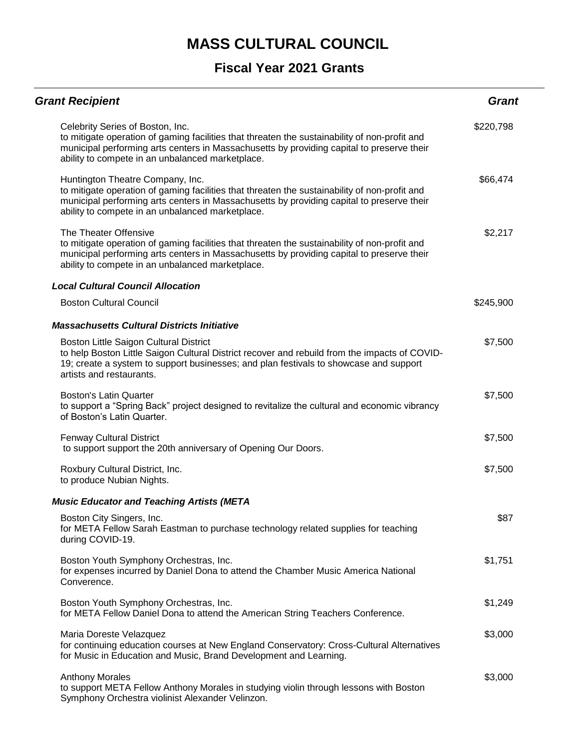# MASS CULTURAL COUNCIL

## Fiscal Year 2021 Grants

| *Grant Recipient* | *Grant* |
|---|---|
| Celebrity Series of Boston, Inc.<br>to mitigate operation of gaming facilities that threaten the sustainability of non-profit and municipal performing arts centers in Massachusetts by providing capital to preserve their ability to compete in an unbalanced marketplace. | $220,798 |
| Huntington Theatre Company, Inc.<br>to mitigate operation of gaming facilities that threaten the sustainability of non-profit and municipal performing arts centers in Massachusetts by providing capital to preserve their ability to compete in an unbalanced marketplace. | $66,474 |
| The Theater Offensive<br>to mitigate operation of gaming facilities that threaten the sustainability of non-profit and municipal performing arts centers in Massachusetts by providing capital to preserve their ability to compete in an unbalanced marketplace. | $2,217 |
| ***Local Cultural Council Allocation*** | |
| Boston Cultural Council | $245,900 |
| ***Massachusetts Cultural Districts Initiative*** | |
| Boston Little Saigon Cultural District<br>to help Boston Little Saigon Cultural District recover and rebuild from the impacts of COVID-19; create a system to support businesses; and plan festivals to showcase and support artists and restaurants. | $7,500 |
| Boston's Latin Quarter<br>to support a "Spring Back" project designed to revitalize the cultural and economic vibrancy of Boston's Latin Quarter. | $7,500 |
| Fenway Cultural District<br>to support support the 20th anniversary of Opening Our Doors. | $7,500 |
| Roxbury Cultural District, Inc.<br>to produce Nubian Nights. | $7,500 |
| ***Music Educator and Teaching Artists (META*** | |
| Boston City Singers, Inc.<br>for META Fellow Sarah Eastman to purchase technology related supplies for teaching during COVID-19. | $87 |
| Boston Youth Symphony Orchestras, Inc.<br>for expenses incurred by Daniel Dona to attend the Chamber Music America National Converence. | $1,751 |
| Boston Youth Symphony Orchestras, Inc.<br>for META Fellow Daniel Dona to attend the American String Teachers Conference. | $1,249 |
| Maria Doreste Velazquez<br>for continuing education courses at New England Conservatory: Cross-Cultural Alternatives for Music in Education and Music, Brand Development and Learning. | $3,000 |
| Anthony Morales<br>to support META Fellow Anthony Morales in studying violin through lessons with Boston Symphony Orchestra violinist Alexander Velinzon. | $3,000 |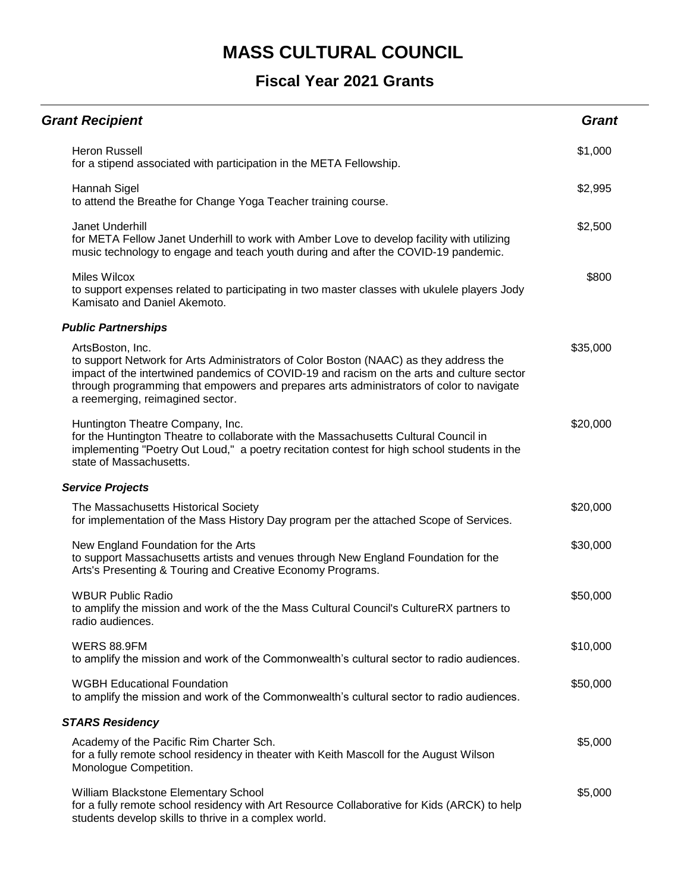# MASS CULTURAL COUNCIL

## Fiscal Year 2021 Grants

| Grant Recipient | Grant |
|---|---|
| Heron Russell<br>for a stipend associated with participation in the META Fellowship. | $1,000 |
| Hannah Sigel<br>to attend the Breathe for Change Yoga Teacher training course. | $2,995 |
| Janet Underhill<br>for META Fellow Janet Underhill to work with Amber Love to develop facility with utilizing music technology to engage and teach youth during and after the COVID-19 pandemic. | $2,500 |
| Miles Wilcox<br>to support expenses related to participating in two master classes with ukulele players Jody Kamisato and Daniel Akemoto. | $800 |
| ***Public Partnerships*** | |
| ArtsBoston, Inc.<br>to support Network for Arts Administrators of Color Boston (NAAC) as they address the impact of the intertwined pandemics of COVID-19 and racism on the arts and culture sector through programming that empowers and prepares arts administrators of color to navigate a reemerging, reimagined sector. | $35,000 |
| Huntington Theatre Company, Inc.<br>for the Huntington Theatre to collaborate with the Massachusetts Cultural Council in implementing "Poetry Out Loud," a poetry recitation contest for high school students in the state of Massachusetts. | $20,000 |
| ***Service Projects*** | |
| The Massachusetts Historical Society<br>for implementation of the Mass History Day program per the attached Scope of Services. | $20,000 |
| New England Foundation for the Arts<br>to support Massachusetts artists and venues through New England Foundation for the Arts's Presenting & Touring and Creative Economy Programs. | $30,000 |
| WBUR Public Radio<br>to amplify the mission and work of the the Mass Cultural Council's CultureRX partners to radio audiences. | $50,000 |
| WERS 88.9FM<br>to amplify the mission and work of the Commonwealth's cultural sector to radio audiences. | $10,000 |
| WGBH Educational Foundation<br>to amplify the mission and work of the Commonwealth's cultural sector to radio audiences. | $50,000 |
| ***STARS Residency*** | |
| Academy of the Pacific Rim Charter Sch.<br>for a fully remote school residency in theater with Keith Mascoll for the August Wilson Monologue Competition. | $5,000 |
| William Blackstone Elementary School<br>for a fully remote school residency with Art Resource Collaborative for Kids (ARCK) to help students develop skills to thrive in a complex world. | $5,000 |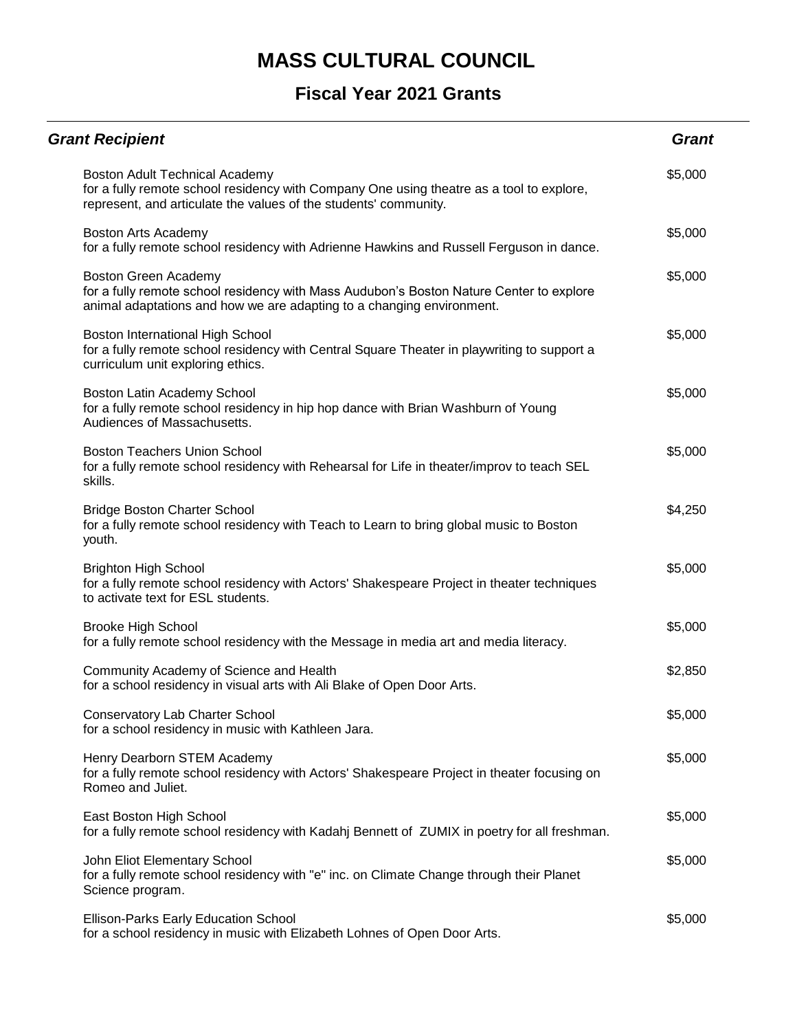# MASS CULTURAL COUNCIL

## Fiscal Year 2021 Grants

| *Grant Recipient* | *Grant* |
|---|---|
| Boston Adult Technical Academy<br>for a fully remote school residency with Company One using theatre as a tool to explore, represent, and articulate the values of the students' community. | $5,000 |
| Boston Arts Academy<br>for a fully remote school residency with Adrienne Hawkins and Russell Ferguson in dance. | $5,000 |
| Boston Green Academy<br>for a fully remote school residency with Mass Audubon's Boston Nature Center to explore animal adaptations and how we are adapting to a changing environment. | $5,000 |
| Boston International High School<br>for a fully remote school residency with Central Square Theater in playwriting to support a curriculum unit exploring ethics. | $5,000 |
| Boston Latin Academy School<br>for a fully remote school residency in hip hop dance with Brian Washburn of Young Audiences of Massachusetts. | $5,000 |
| Boston Teachers Union School<br>for a fully remote school residency with Rehearsal for Life in theater/improv to teach SEL skills. | $5,000 |
| Bridge Boston Charter School<br>for a fully remote school residency with Teach to Learn to bring global music to Boston youth. | $4,250 |
| Brighton High School<br>for a fully remote school residency with Actors' Shakespeare Project in theater techniques to activate text for ESL students. | $5,000 |
| Brooke High School<br>for a fully remote school residency with the Message in media art and media literacy. | $5,000 |
| Community Academy of Science and Health<br>for a school residency in visual arts with Ali Blake of Open Door Arts. | $2,850 |
| Conservatory Lab Charter School<br>for a school residency in music with Kathleen Jara. | $5,000 |
| Henry Dearborn STEM Academy<br>for a fully remote school residency with Actors' Shakespeare Project in theater focusing on Romeo and Juliet. | $5,000 |
| East Boston High School<br>for a fully remote school residency with Kadahj Bennett of ZUMIX in poetry for all freshman. | $5,000 |
| John Eliot Elementary School<br>for a fully remote school residency with "e" inc. on Climate Change through their Planet Science program. | $5,000 |
| Ellison-Parks Early Education School<br>for a school residency in music with Elizabeth Lohnes of Open Door Arts. | $5,000 |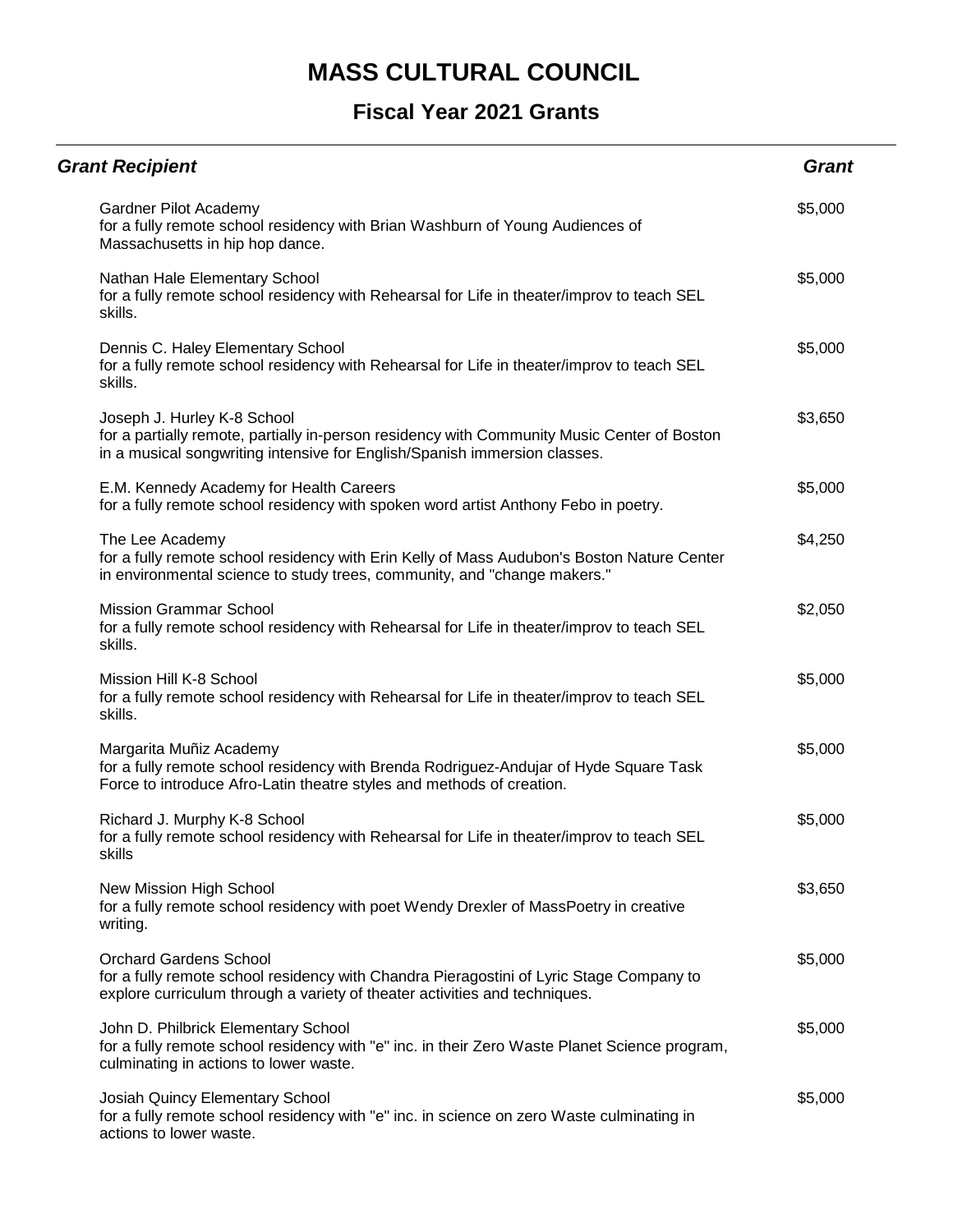# MASS CULTURAL COUNCIL

## Fiscal Year 2021 Grants

| *Grant Recipient* | *Grant* |
| --- | --- |
| Gardner Pilot Academy<br>for a fully remote school residency with Brian Washburn of Young Audiences of Massachusetts in hip hop dance. | $5,000 |
| Nathan Hale Elementary School<br>for a fully remote school residency with Rehearsal for Life in theater/improv to teach SEL skills. | $5,000 |
| Dennis C. Haley Elementary School<br>for a fully remote school residency with Rehearsal for Life in theater/improv to teach SEL skills. | $5,000 |
| Joseph J. Hurley K-8 School<br>for a partially remote, partially in-person residency with Community Music Center of Boston in a musical songwriting intensive for English/Spanish immersion classes. | $3,650 |
| E.M. Kennedy Academy for Health Careers<br>for a fully remote school residency with spoken word artist Anthony Febo in poetry. | $5,000 |
| The Lee Academy<br>for a fully remote school residency with Erin Kelly of Mass Audubon's Boston Nature Center in environmental science to study trees, community, and "change makers." | $4,250 |
| Mission Grammar School<br>for a fully remote school residency with Rehearsal for Life in theater/improv to teach SEL skills. | $2,050 |
| Mission Hill K-8 School<br>for a fully remote school residency with Rehearsal for Life in theater/improv to teach SEL skills. | $5,000 |
| Margarita Muñiz Academy<br>for a fully remote school residency with Brenda Rodriguez-Andujar of Hyde Square Task Force to introduce Afro-Latin theatre styles and methods of creation. | $5,000 |
| Richard J. Murphy K-8 School<br>for a fully remote school residency with Rehearsal for Life in theater/improv to teach SEL skills | $5,000 |
| New Mission High School<br>for a fully remote school residency with poet Wendy Drexler of MassPoetry in creative writing. | $3,650 |
| Orchard Gardens School<br>for a fully remote school residency with Chandra Pieragostini of Lyric Stage Company to explore curriculum through a variety of theater activities and techniques. | $5,000 |
| John D. Philbrick Elementary School<br>for a fully remote school residency with "e" inc. in their Zero Waste Planet Science program, culminating in actions to lower waste. | $5,000 |
| Josiah Quincy Elementary School<br>for a fully remote school residency with "e" inc. in science on zero Waste culminating in actions to lower waste. | $5,000 |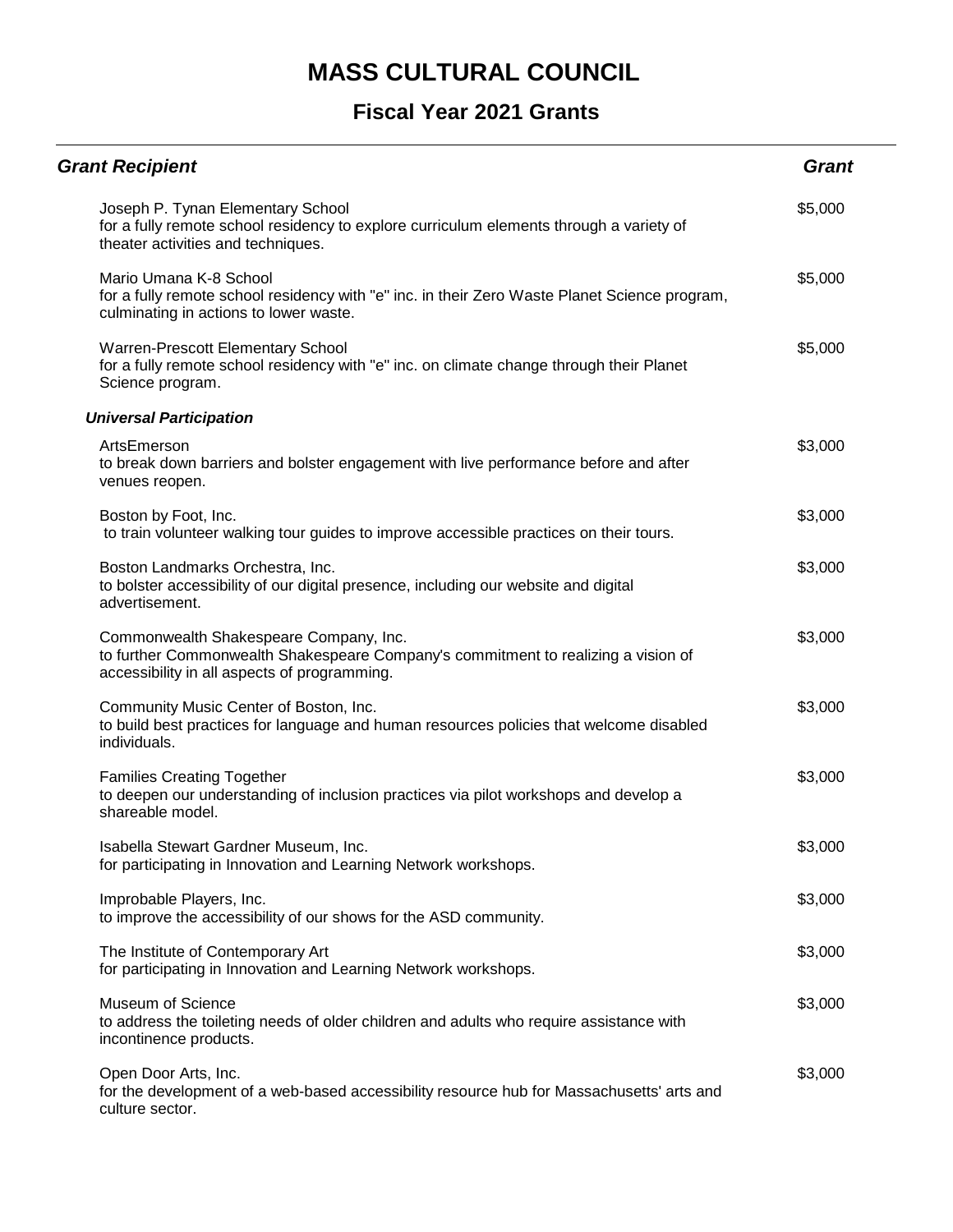# MASS CULTURAL COUNCIL

## Fiscal Year 2021 Grants

| *Grant Recipient* | *Grant* |
|---|---|
| Joseph P. Tynan Elementary School<br>for a fully remote school residency to explore curriculum elements through a variety of theater activities and techniques. | $5,000 |
| Mario Umana K-8 School<br>for a fully remote school residency with "e" inc. in their Zero Waste Planet Science program, culminating in actions to lower waste. | $5,000 |
| Warren-Prescott Elementary School<br>for a fully remote school residency with "e" inc. on climate change through their Planet Science program. | $5,000 |
| ***Universal Participation*** | |
| ArtsEmerson<br>to break down barriers and bolster engagement with live performance before and after venues reopen. | $3,000 |
| Boston by Foot, Inc.<br>to train volunteer walking tour guides to improve accessible practices on their tours. | $3,000 |
| Boston Landmarks Orchestra, Inc.<br>to bolster accessibility of our digital presence, including our website and digital advertisement. | $3,000 |
| Commonwealth Shakespeare Company, Inc.<br>to further Commonwealth Shakespeare Company's commitment to realizing a vision of accessibility in all aspects of programming. | $3,000 |
| Community Music Center of Boston, Inc.<br>to build best practices for language and human resources policies that welcome disabled individuals. | $3,000 |
| Families Creating Together<br>to deepen our understanding of inclusion practices via pilot workshops and develop a shareable model. | $3,000 |
| Isabella Stewart Gardner Museum, Inc.<br>for participating in Innovation and Learning Network workshops. | $3,000 |
| Improbable Players, Inc.<br>to improve the accessibility of our shows for the ASD community. | $3,000 |
| The Institute of Contemporary Art<br>for participating in Innovation and Learning Network workshops. | $3,000 |
| Museum of Science<br>to address the toileting needs of older children and adults who require assistance with incontinence products. | $3,000 |
| Open Door Arts, Inc.<br>for the development of a web-based accessibility resource hub for Massachusetts' arts and culture sector. | $3,000 |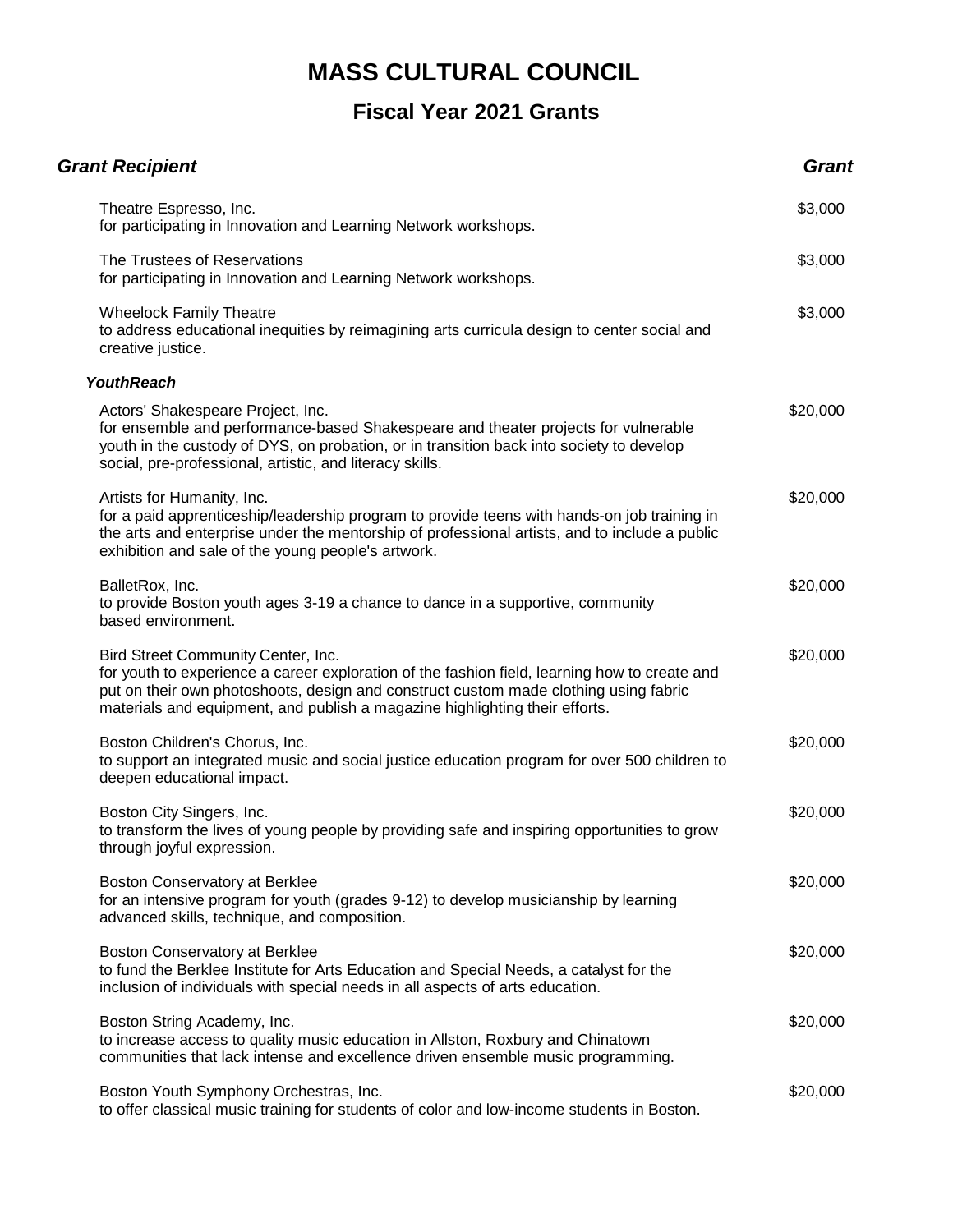# MASS CULTURAL COUNCIL

## Fiscal Year 2021 Grants

| *Grant Recipient* | *Grant* |
|---|---|
| Theatre Espresso, Inc.<br>for participating in Innovation and Learning Network workshops. | $3,000 |
| The Trustees of Reservations<br>for participating in Innovation and Learning Network workshops. | $3,000 |
| Wheelock Family Theatre<br>to address educational inequities by reimagining arts curricula design to center social and creative justice. | $3,000 |
| ***YouthReach*** | |
| Actors' Shakespeare Project, Inc.<br>for ensemble and performance-based Shakespeare and theater projects for vulnerable youth in the custody of DYS, on probation, or in transition back into society to develop social, pre-professional, artistic, and literacy skills. | $20,000 |
| Artists for Humanity, Inc.<br>for a paid apprenticeship/leadership program to provide teens with hands-on job training in the arts and enterprise under the mentorship of professional artists, and to include a public exhibition and sale of the young people's artwork. | $20,000 |
| BalletRox, Inc.<br>to provide Boston youth ages 3-19 a chance to dance in a supportive, community based environment. | $20,000 |
| Bird Street Community Center, Inc.<br>for youth to experience a career exploration of the fashion field, learning how to create and put on their own photoshoots, design and construct custom made clothing using fabric materials and equipment, and publish a magazine highlighting their efforts. | $20,000 |
| Boston Children's Chorus, Inc.<br>to support an integrated music and social justice education program for over 500 children to deepen educational impact. | $20,000 |
| Boston City Singers, Inc.<br>to transform the lives of young people by providing safe and inspiring opportunities to grow through joyful expression. | $20,000 |
| Boston Conservatory at Berklee<br>for an intensive program for youth (grades 9-12) to develop musicianship by learning advanced skills, technique, and composition. | $20,000 |
| Boston Conservatory at Berklee<br>to fund the Berklee Institute for Arts Education and Special Needs, a catalyst for the inclusion of individuals with special needs in all aspects of arts education. | $20,000 |
| Boston String Academy, Inc.<br>to increase access to quality music education in Allston, Roxbury and Chinatown communities that lack intense and excellence driven ensemble music programming. | $20,000 |
| Boston Youth Symphony Orchestras, Inc.<br>to offer classical music training for students of color and low-income students in Boston. | $20,000 |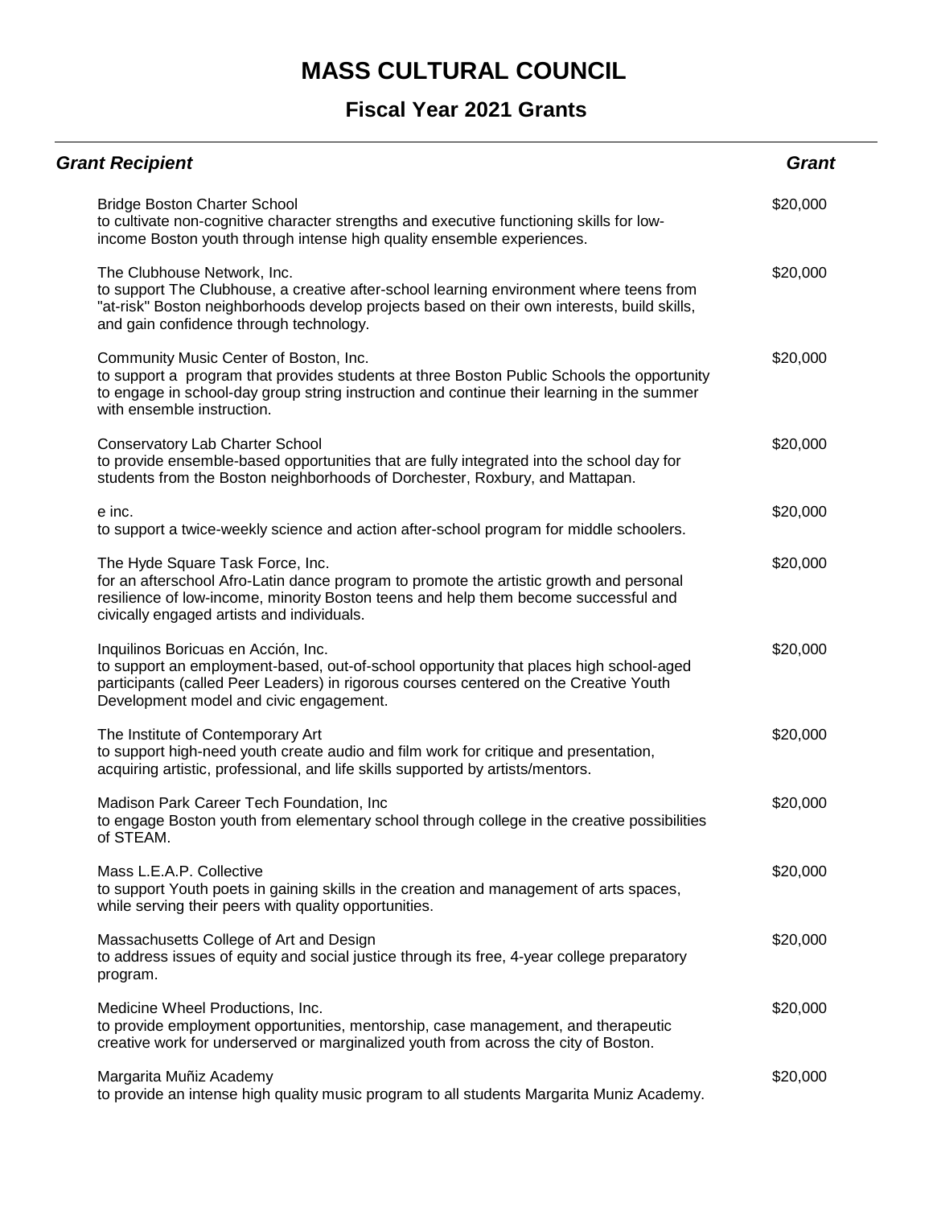# MASS CULTURAL COUNCIL

## Fiscal Year 2021 Grants

| Grant Recipient | Grant |
|---|---|
| Bridge Boston Charter School<br>to cultivate non-cognitive character strengths and executive functioning skills for low-income Boston youth through intense high quality ensemble experiences. | $20,000 |
| The Clubhouse Network, Inc.<br>to support The Clubhouse, a creative after-school learning environment where teens from "at-risk" Boston neighborhoods develop projects based on their own interests, build skills, and gain confidence through technology. | $20,000 |
| Community Music Center of Boston, Inc.<br>to support a program that provides students at three Boston Public Schools the opportunity to engage in school-day group string instruction and continue their learning in the summer with ensemble instruction. | $20,000 |
| Conservatory Lab Charter School<br>to provide ensemble-based opportunities that are fully integrated into the school day for students from the Boston neighborhoods of Dorchester, Roxbury, and Mattapan. | $20,000 |
| e inc.<br>to support a twice-weekly science and action after-school program for middle schoolers. | $20,000 |
| The Hyde Square Task Force, Inc.<br>for an afterschool Afro-Latin dance program to promote the artistic growth and personal resilience of low-income, minority Boston teens and help them become successful and civically engaged artists and individuals. | $20,000 |
| Inquilinos Boricuas en Acción, Inc.<br>to support an employment-based, out-of-school opportunity that places high school-aged participants (called Peer Leaders) in rigorous courses centered on the Creative Youth Development model and civic engagement. | $20,000 |
| The Institute of Contemporary Art<br>to support high-need youth create audio and film work for critique and presentation, acquiring artistic, professional, and life skills supported by artists/mentors. | $20,000 |
| Madison Park Career Tech Foundation, Inc<br>to engage Boston youth from elementary school through college in the creative possibilities of STEAM. | $20,000 |
| Mass L.E.A.P. Collective<br>to support Youth poets in gaining skills in the creation and management of arts spaces, while serving their peers with quality opportunities. | $20,000 |
| Massachusetts College of Art and Design<br>to address issues of equity and social justice through its free, 4-year college preparatory program. | $20,000 |
| Medicine Wheel Productions, Inc.<br>to provide employment opportunities, mentorship, case management, and therapeutic creative work for underserved or marginalized youth from across the city of Boston. | $20,000 |
| Margarita Muñiz Academy<br>to provide an intense high quality music program to all students Margarita Muniz Academy. | $20,000 |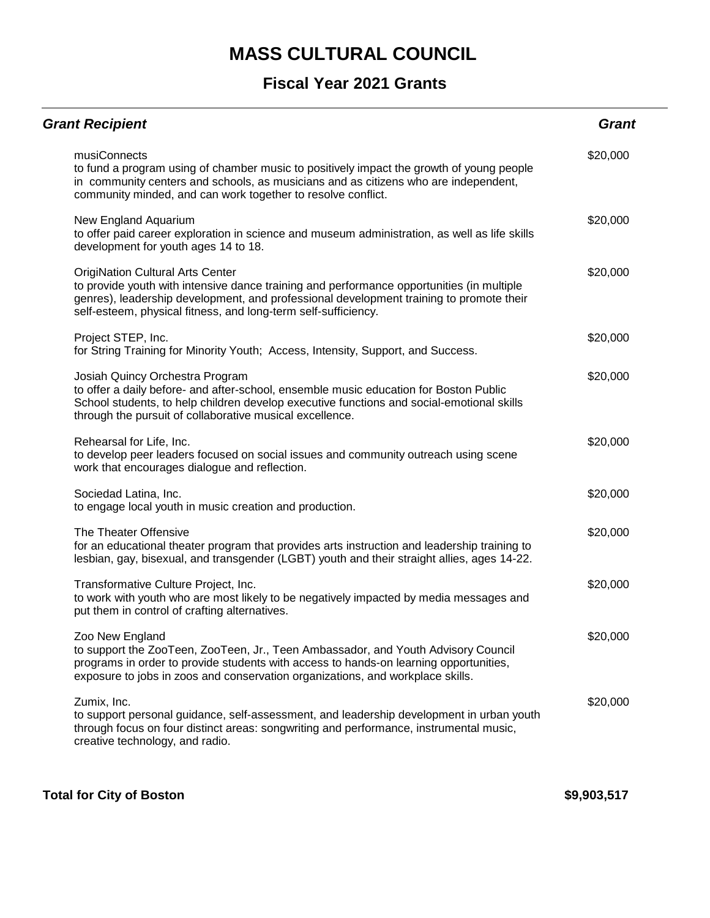# MASS CULTURAL COUNCIL

## Fiscal Year 2021 Grants

| ***Grant Recipient*** | ***Grant*** |
|---|---|
| musiConnects<br>to fund a program using of chamber music to positively impact the growth of young people in community centers and schools, as musicians and as citizens who are independent, community minded, and can work together to resolve conflict. | $20,000 |
| New England Aquarium<br>to offer paid career exploration in science and museum administration, as well as life skills development for youth ages 14 to 18. | $20,000 |
| OrigiNation Cultural Arts Center<br>to provide youth with intensive dance training and performance opportunities (in multiple genres), leadership development, and professional development training to promote their self-esteem, physical fitness, and long-term self-sufficiency. | $20,000 |
| Project STEP, Inc.<br>for String Training for Minority Youth; Access, Intensity, Support, and Success. | $20,000 |
| Josiah Quincy Orchestra Program<br>to offer a daily before- and after-school, ensemble music education for Boston Public School students, to help children develop executive functions and social-emotional skills through the pursuit of collaborative musical excellence. | $20,000 |
| Rehearsal for Life, Inc.<br>to develop peer leaders focused on social issues and community outreach using scene work that encourages dialogue and reflection. | $20,000 |
| Sociedad Latina, Inc.<br>to engage local youth in music creation and production. | $20,000 |
| The Theater Offensive<br>for an educational theater program that provides arts instruction and leadership training to lesbian, gay, bisexual, and transgender (LGBT) youth and their straight allies, ages 14-22. | $20,000 |
| Transformative Culture Project, Inc.<br>to work with youth who are most likely to be negatively impacted by media messages and put them in control of crafting alternatives. | $20,000 |
| Zoo New England<br>to support the ZooTeen, ZooTeen, Jr., Teen Ambassador, and Youth Advisory Council programs in order to provide students with access to hands-on learning opportunities, exposure to jobs in zoos and conservation organizations, and workplace skills. | $20,000 |
| Zumix, Inc.<br>to support personal guidance, self-assessment, and leadership development in urban youth through focus on four distinct areas: songwriting and performance, instrumental music, creative technology, and radio. | $20,000 |
| **Total for City of Boston** | **$9,903,517** |